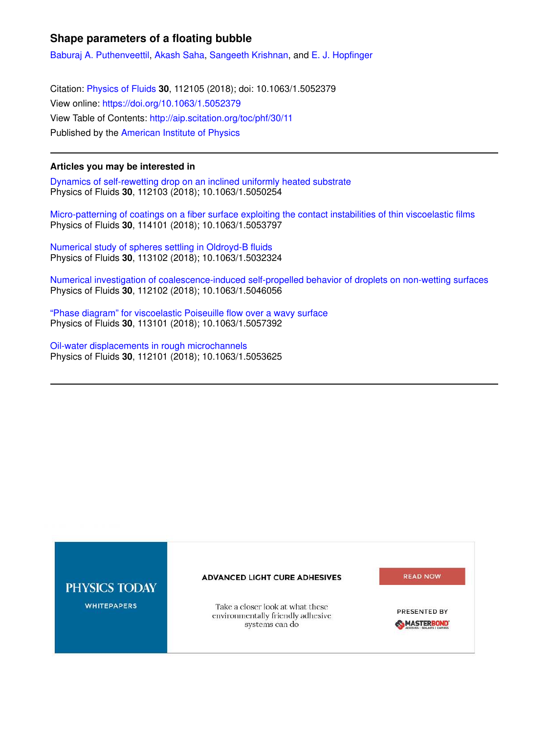# Shape parameters of a floating bubble

Baburaj A. Puthenveettil, Akash Saha, Sangeeth Krishnan, and E. J. Hopfinger

Citation: Physics of Fluids **30**, 112105 (2018); doi: 10.1063/1.5052379
View online: https://doi.org/10.1063/1.5052379
View Table of Contents: http://aip.scitation.org/toc/phf/30/11
Published by the American Institute of Physics

---

**Articles you may be interested in**

Dynamics of self-rewetting drop on an inclined uniformly heated substrate
Physics of Fluids **30**, 112103 (2018); 10.1063/1.5050254

Micro-patterning of coatings on a fiber surface exploiting the contact instabilities of thin viscoelastic films
Physics of Fluids **30**, 114101 (2018); 10.1063/1.5053797

Numerical study of spheres settling in Oldroyd-B fluids
Physics of Fluids **30**, 113102 (2018); 10.1063/1.5032324

Numerical investigation of coalescence-induced self-propelled behavior of droplets on non-wetting surfaces
Physics of Fluids **30**, 112102 (2018); 10.1063/1.5046056

"Phase diagram" for viscoelastic Poiseuille flow over a wavy surface
Physics of Fluids **30**, 113101 (2018); 10.1063/1.5057392

Oil-water displacements in rough microchannels
Physics of Fluids **30**, 112101 (2018); 10.1063/1.5053625

---

PHYSICS TODAY WHITEPAPERS

ADVANCED LIGHT CURE ADHESIVES

Take a closer look at what these environmentally friendly adhesive systems can do

READ NOW

PRESENTED BY MASTERBOND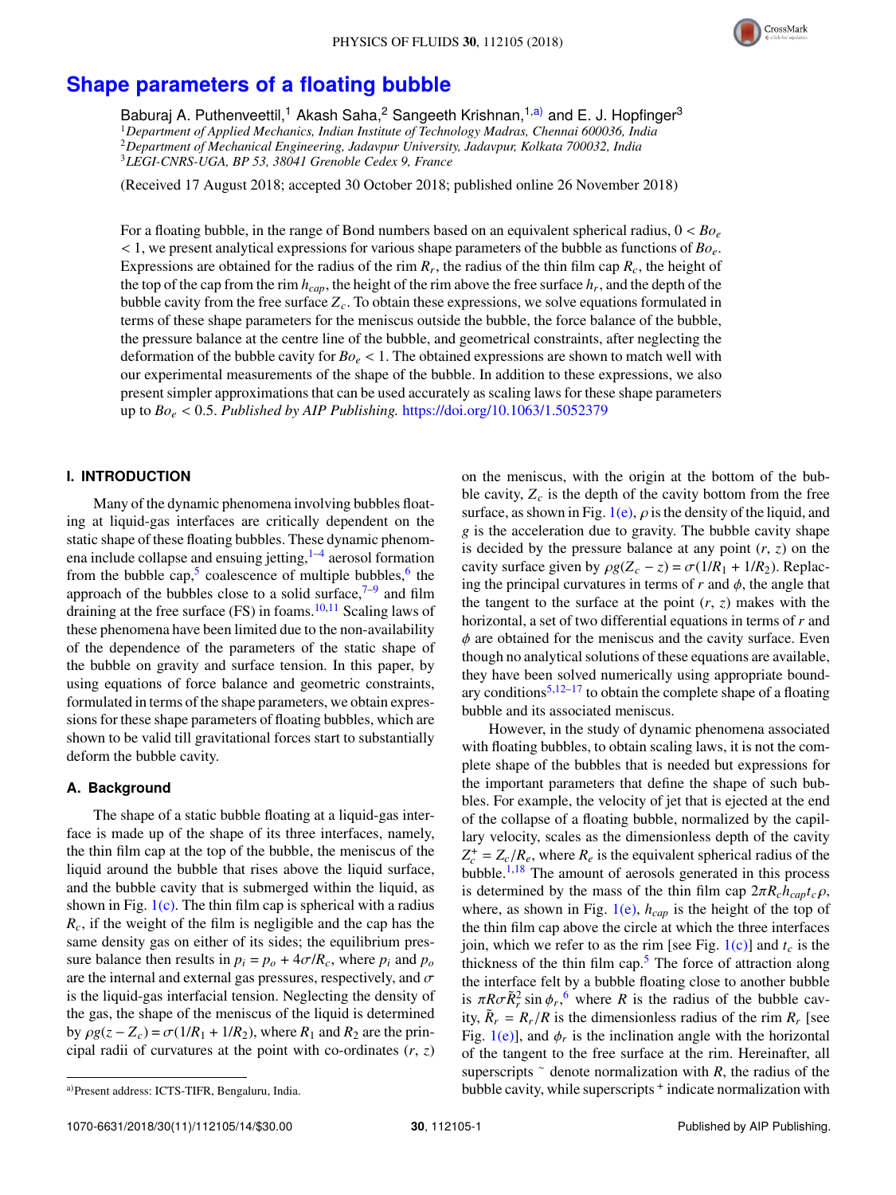# Shape parameters of a floating bubble

Baburaj A. Puthenveettil,[1] Akash Saha,[2] Sangeeth Krishnan,[1,a)] and E. J. Hopfinger[3]

[1]Department of Applied Mechanics, Indian Institute of Technology Madras, Chennai 600036, India
[2]Department of Mechanical Engineering, Jadavpur University, Jadavpur, Kolkata 700032, India
[3]LEGI-CNRS-UGA, BP 53, 38041 Grenoble Cedex 9, France

(Received 17 August 2018; accepted 30 October 2018; published online 26 November 2018)

For a floating bubble, in the range of Bond numbers based on an equivalent spherical radius, $0 < Bo_e < 1$, we present analytical expressions for various shape parameters of the bubble as functions of $Bo_e$. Expressions are obtained for the radius of the rim $R_r$, the radius of the thin film cap $R_c$, the height of the top of the cap from the rim $h_{cap}$, the height of the rim above the free surface $h_r$, and the depth of the bubble cavity from the free surface $Z_c$. To obtain these expressions, we solve equations formulated in terms of these shape parameters for the meniscus outside the bubble, the force balance of the bubble, the pressure balance at the centre line of the bubble, and geometrical constraints, after neglecting the deformation of the bubble cavity for $Bo_e < 1$. The obtained expressions are shown to match well with our experimental measurements of the shape of the bubble. In addition to these expressions, we also present simpler approximations that can be used accurately as scaling laws for these shape parameters up to $Bo_e < 0.5$. *Published by AIP Publishing.* https://doi.org/10.1063/1.5052379

## I. INTRODUCTION

Many of the dynamic phenomena involving bubbles floating at liquid-gas interfaces are critically dependent on the static shape of these floating bubbles. These dynamic phenomena include collapse and ensuing jetting,[1–4] aerosol formation from the bubble cap,[5] coalescence of multiple bubbles,[6] the approach of the bubbles close to a solid surface,[7–9] and film draining at the free surface (FS) in foams.[10,11] Scaling laws of these phenomena have been limited due to the non-availability of the dependence of the parameters of the static shape of the bubble on gravity and surface tension. In this paper, by using equations of force balance and geometric constraints, formulated in terms of the shape parameters, we obtain expressions for these shape parameters of floating bubbles, which are shown to be valid till gravitational forces start to substantially deform the bubble cavity.

### A. Background

The shape of a static bubble floating at a liquid-gas interface is made up of the shape of its three interfaces, namely, the thin film cap at the top of the bubble, the meniscus of the liquid around the bubble that rises above the liquid surface, and the bubble cavity that is submerged within the liquid, as shown in Fig. 1(c). The thin film cap is spherical with a radius $R_c$, if the weight of the film is negligible and the cap has the same density gas on either of its sides; the equilibrium pressure balance then results in $p_i = p_o + 4\sigma/R_c$, where $p_i$ and $p_o$ are the internal and external gas pressures, respectively, and $\sigma$ is the liquid-gas interfacial tension. Neglecting the density of the gas, the shape of the meniscus of the liquid is determined by $\rho g(z - Z_c) = \sigma(1/R_1 + 1/R_2)$, where $R_1$ and $R_2$ are the principal radii of curvatures at the point with co-ordinates $(r, z)$ on the meniscus, with the origin at the bottom of the bubble cavity, $Z_c$ is the depth of the cavity bottom from the free surface, as shown in Fig. 1(e), $\rho$ is the density of the liquid, and $g$ is the acceleration due to gravity. The bubble cavity shape is decided by the pressure balance at any point $(r, z)$ on the cavity surface given by $\rho g(Z_c - z) = \sigma(1/R_1 + 1/R_2)$. Replacing the principal curvatures in terms of $r$ and $\phi$, the angle that the tangent to the surface at the point $(r, z)$ makes with the horizontal, a set of two differential equations in terms of $r$ and $\phi$ are obtained for the meniscus and the cavity surface. Even though no analytical solutions of these equations are available, they have been solved numerically using appropriate boundary conditions[5,12–17] to obtain the complete shape of a floating bubble and its associated meniscus.

However, in the study of dynamic phenomena associated with floating bubbles, to obtain scaling laws, it is not the complete shape of the bubbles that is needed but expressions for the important parameters that define the shape of such bubbles. For example, the velocity of jet that is ejected at the end of the collapse of a floating bubble, normalized by the capillary velocity, scales as the dimensionless depth of the cavity $Z_c^+ = Z_c/R_e$, where $R_e$ is the equivalent spherical radius of the bubble.[1,18] The amount of aerosols generated in this process is determined by the mass of the thin film cap $2\pi R_c h_{cap} t_c \rho$, where, as shown in Fig. 1(e), $h_{cap}$ is the height of the top of the thin film cap above the circle at which the three interfaces join, which we refer to as the rim [see Fig. 1(c)] and $t_c$ is the thickness of the thin film cap.[5] The force of attraction along the interface felt by a bubble floating close to another bubble is $\pi R\sigma \tilde{R}_r^2 \sin\phi_r$,[6] where $R$ is the radius of the bubble cavity, $\tilde{R}_r = R_r/R$ is the dimensionless radius of the rim $R_r$ [see Fig. 1(e)], and $\phi_r$ is the inclination angle with the horizontal of the tangent to the free surface at the rim. Hereinafter, all superscripts ~ denote normalization with $R$, the radius of the bubble cavity, while superscripts + indicate normalization with

a)Present address: ICTS-TIFR, Bengaluru, India.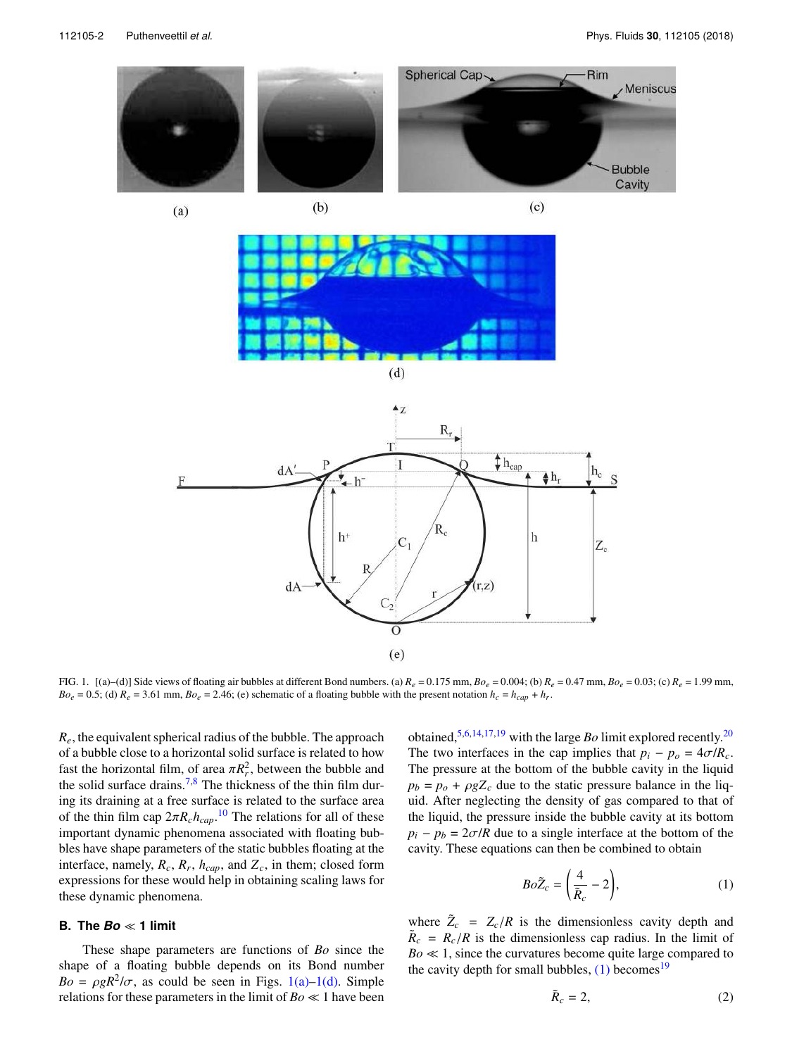FIG. 1. [(a)–(d)] Side views of floating air bubbles at different Bond numbers. (a) $R_e = 0.175$ mm, $Bo_e = 0.004$; (b) $R_e = 0.47$ mm, $Bo_e = 0.03$; (c) $R_e = 1.99$ mm, $Bo_e = 0.5$; (d) $R_e = 3.61$ mm, $Bo_e = 2.46$; (e) schematic of a floating bubble with the present notation $h_c = h_{cap} + h_r$.

$R_e$, the equivalent spherical radius of the bubble. The approach of a bubble close to a horizontal solid surface is related to how fast the horizontal film, of area $\pi R_r^2$, between the bubble and the solid surface drains.[7,8] The thickness of the thin film during its draining at a free surface is related to the surface area of the thin film cap $2\pi R_c h_{cap}$.[10] The relations for all of these important phenomena associated with floating bubbles have shape parameters of the static bubbles floating at the interface, namely, $R_c$, $R_r$, $h_{cap}$, and $Z_c$, in them; closed form expressions for these would help in obtaining scaling laws for these dynamic phenomena.

### B. The $Bo \ll 1$ limit

These shape parameters are functions of $Bo$ since the shape of a floating bubble depends on its Bond number $Bo = \rho g R^2/\sigma$, as could be seen in Figs. 1(a)–1(d). Simple relations for these parameters in the limit of $Bo \ll 1$ have been obtained,[5,6,14,17,19] with the large $Bo$ limit explored recently.[20] The two interfaces in the cap implies that $p_i - p_o = 4\sigma/R_c$. The pressure at the bottom of the bubble cavity in the liquid $p_b = p_o + \rho g Z_c$ due to the static pressure balance in the liquid. After neglecting the density of gas compared to that of the liquid, the pressure inside the bubble cavity at its bottom $p_i - p_b = 2\sigma/R$ due to a single interface at the bottom of the cavity. These equations can then be combined to obtain

$$Bo\tilde{Z}_c = \left(\frac{4}{\tilde{R}_c} - 2\right), \tag{1}$$

where $\tilde{Z}_c = Z_c/R$ is the dimensionless cavity depth and $\tilde{R}_c = R_c/R$ is the dimensionless cap radius. In the limit of $Bo \ll 1$, since the curvatures become quite large compared to the cavity depth for small bubbles, (1) becomes[19]

$$\tilde{R}_c = 2, \tag{2}$$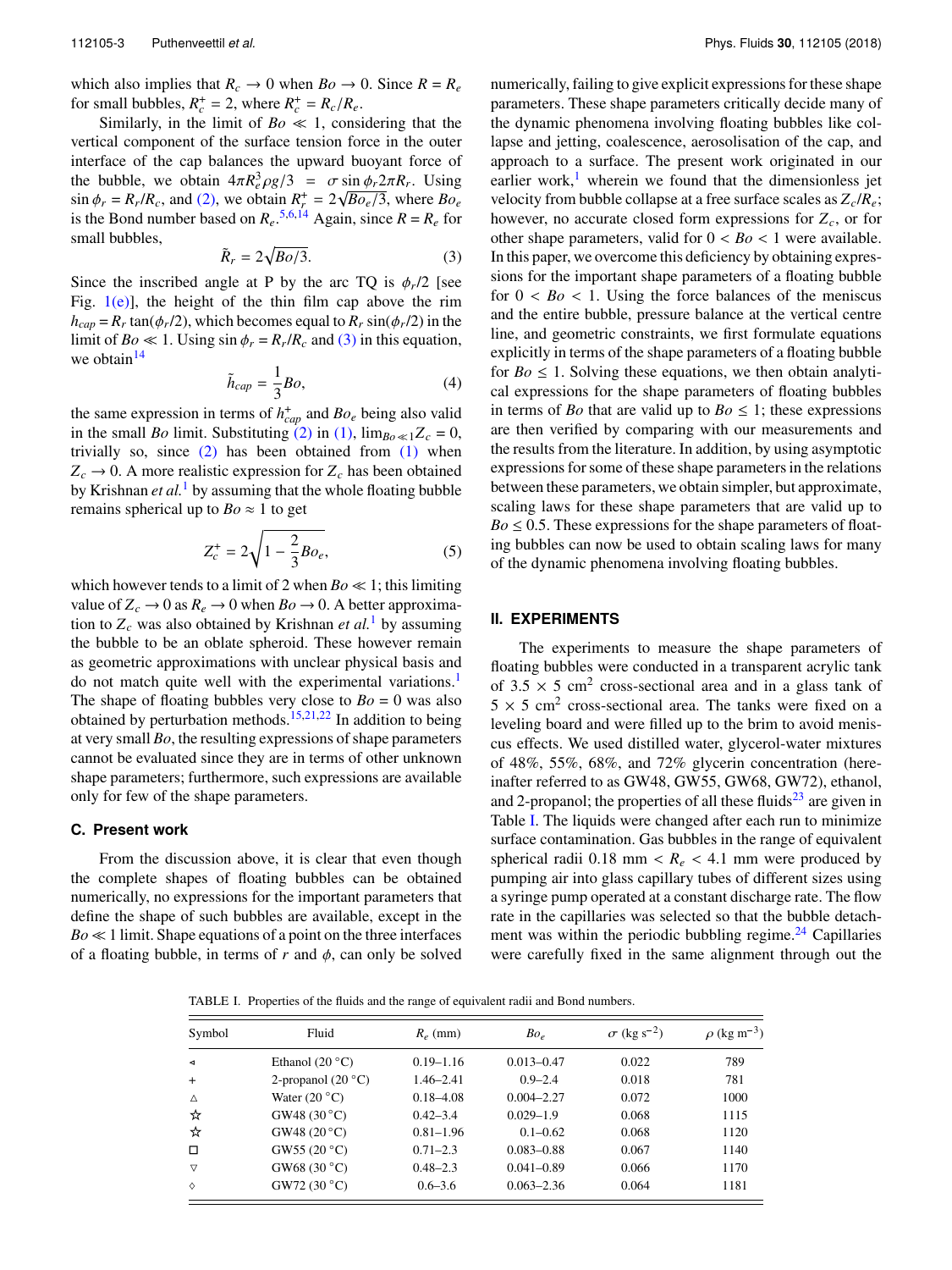which also implies that $R_c \to 0$ when $Bo \to 0$. Since $R = R_e$ for small bubbles, $R_c^+ = 2$, where $R_c^+ = R_c/R_e$.

Similarly, in the limit of $Bo \ll 1$, considering that the vertical component of the surface tension force in the outer interface of the cap balances the upward buoyant force of the bubble, we obtain $4\pi R_e^3 \rho g/3 = \sigma \sin\phi_r 2\pi R_r$. Using $\sin\phi_r = R_r/R_c$, and (2), we obtain $R_r^+ = 2\sqrt{Bo_e/3}$, where $Bo_e$ is the Bond number based on $R_e$.[5,6,14] Again, since $R = R_e$ for small bubbles,

$$\tilde{R}_r = 2\sqrt{Bo/3}. \tag{3}$$

Since the inscribed angle at P by the arc TQ is $\phi_r/2$ [see Fig. 1(e)], the height of the thin film cap above the rim $h_{cap} = R_r \tan(\phi_r/2)$, which becomes equal to $R_r \sin(\phi_r/2)$ in the limit of $Bo \ll 1$. Using $\sin\phi_r = R_r/R_c$ and (3) in this equation, we obtain[14]

$$\tilde{h}_{cap} = \frac{1}{3}Bo, \tag{4}$$

the same expression in terms of $h^+_{cap}$ and $Bo_e$ being also valid in the small $Bo$ limit. Substituting (2) in (1), $\lim_{Bo\ll 1} Z_c = 0$, trivially so, since (2) has been obtained from (1) when $Z_c \to 0$. A more realistic expression for $Z_c$ has been obtained by Krishnan *et al.*[1] by assuming that the whole floating bubble remains spherical up to $Bo \approx 1$ to get

$$Z_c^+ = 2\sqrt{1 - \frac{2}{3}Bo_e}, \tag{5}$$

which however tends to a limit of 2 when $Bo \ll 1$; this limiting value of $Z_c \to 0$ as $R_e \to 0$ when $Bo \to 0$. A better approximation to $Z_c$ was also obtained by Krishnan *et al.*[1] by assuming the bubble to be an oblate spheroid. These however remain as geometric approximations with unclear physical basis and do not match quite well with the experimental variations.[1] The shape of floating bubbles very close to $Bo = 0$ was also obtained by perturbation methods.[15,21,22] In addition to being at very small $Bo$, the resulting expressions of shape parameters cannot be evaluated since they are in terms of other unknown shape parameters; furthermore, such expressions are available only for few of the shape parameters.

### C. Present work

From the discussion above, it is clear that even though the complete shapes of floating bubbles can be obtained numerically, no expressions for the important parameters that define the shape of such bubbles are available, except in the $Bo \ll 1$ limit. Shape equations of a point on the three interfaces of a floating bubble, in terms of $r$ and $\phi$, can only be solved numerically, failing to give explicit expressions for these shape parameters. These shape parameters critically decide many of the dynamic phenomena involving floating bubbles like collapse and jetting, coalescence, aerosolisation of the cap, and approach to a surface. The present work originated in our earlier work,[1] wherein we found that the dimensionless jet velocity from bubble collapse at a free surface scales as $Z_c/R_e$; however, no accurate closed form expressions for $Z_c$, or for other shape parameters, valid for $0 < Bo < 1$ were available. In this paper, we overcome this deficiency by obtaining expressions for the important shape parameters of a floating bubble for $0 < Bo < 1$. Using the force balances of the meniscus and the entire bubble, pressure balance at the vertical centre line, and geometric constraints, we first formulate equations explicitly in terms of the shape parameters of a floating bubble for $Bo \leq 1$. Solving these equations, we then obtain analytical expressions for the shape parameters of floating bubbles in terms of $Bo$ that are valid up to $Bo \leq 1$; these expressions are then verified by comparing with our measurements and the results from the literature. In addition, by using asymptotic expressions for some of these shape parameters in the relations between these parameters, we obtain simpler, but approximate, scaling laws for these shape parameters that are valid up to $Bo \leq 0.5$. These expressions for the shape parameters of floating bubbles can now be used to obtain scaling laws for many of the dynamic phenomena involving floating bubbles.

## II. EXPERIMENTS

The experiments to measure the shape parameters of floating bubbles were conducted in a transparent acrylic tank of $3.5 \times 5$ cm$^2$ cross-sectional area and in a glass tank of $5 \times 5$ cm$^2$ cross-sectional area. The tanks were fixed on a leveling board and were filled up to the brim to avoid meniscus effects. We used distilled water, glycerol-water mixtures of 48%, 55%, 68%, and 72% glycerin concentration (hereinafter referred to as GW48, GW55, GW68, GW72), ethanol, and 2-propanol; the properties of all these fluids[23] are given in Table I. The liquids were changed after each run to minimize surface contamination. Gas bubbles in the range of equivalent spherical radii 0.18 mm $< R_e <$ 4.1 mm were produced by pumping air into glass capillary tubes of different sizes using a syringe pump operated at a constant discharge rate. The flow rate in the capillaries was selected so that the bubble detachment was within the periodic bubbling regime.[24] Capillaries were carefully fixed in the same alignment through out the

TABLE I. Properties of the fluids and the range of equivalent radii and Bond numbers.

| Symbol | Fluid | $R_e$ (mm) | $Bo_e$ | $\sigma$ (kg s$^{-2}$) | $\rho$ (kg m$^{-3}$) |
|---|---|---|---|---|---|
| ◃ | Ethanol (20 °C) | 0.19–1.16 | 0.013–0.47 | 0.022 | 789 |
| + | 2-propanol (20 °C) | 1.46–2.41 | 0.9–2.4 | 0.018 | 781 |
| △ | Water (20 °C) | 0.18–4.08 | 0.004–2.27 | 0.072 | 1000 |
| ☆ | GW48 (30 °C) | 0.42–3.4 | 0.029–1.9 | 0.068 | 1115 |
| ☆ | GW48 (20 °C) | 0.81–1.96 | 0.1–0.62 | 0.068 | 1120 |
| □ | GW55 (20 °C) | 0.71–2.3 | 0.083–0.88 | 0.067 | 1140 |
| ▽ | GW68 (30 °C) | 0.48–2.3 | 0.041–0.89 | 0.066 | 1170 |
| ◇ | GW72 (30 °C) | 0.6–3.6 | 0.063–2.36 | 0.064 | 1181 |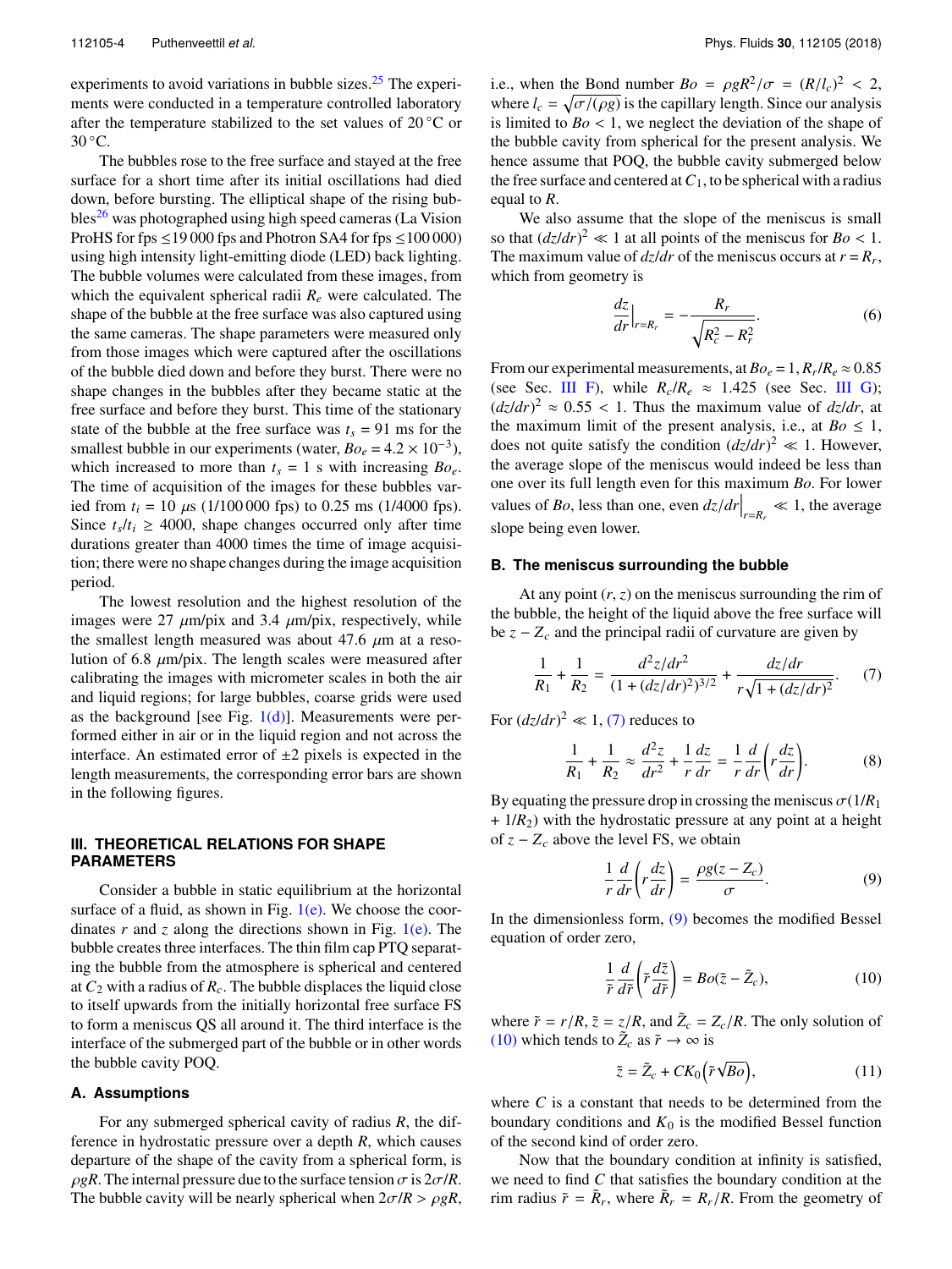experiments to avoid variations in bubble sizes.[25] The experiments were conducted in a temperature controlled laboratory after the temperature stabilized to the set values of 20 °C or 30 °C.

The bubbles rose to the free surface and stayed at the free surface for a short time after its initial oscillations had died down, before bursting. The elliptical shape of the rising bubbles[26] was photographed using high speed cameras (La Vision ProHS for fps ≤19 000 fps and Photron SA4 for fps ≤100 000) using high intensity light-emitting diode (LED) back lighting. The bubble volumes were calculated from these images, from which the equivalent spherical radii $R_e$ were calculated. The shape of the bubble at the free surface was also captured using the same cameras. The shape parameters were measured only from those images which were captured after the oscillations of the bubble died down and before they burst. There were no shape changes in the bubbles after they became static at the free surface and before they burst. This time of the stationary state of the bubble at the free surface was $t_s$ = 91 ms for the smallest bubble in our experiments (water, $Bo_e = 4.2 \times 10^{-3}$), which increased to more than $t_s$ = 1 s with increasing $Bo_e$. The time of acquisition of the images for these bubbles varied from $t_i$ = 10 μs (1/100 000 fps) to 0.25 ms (1/4000 fps). Since $t_s/t_i \geq 4000$, shape changes occurred only after time durations greater than 4000 times the time of image acquisition; there were no shape changes during the image acquisition period.

The lowest resolution and the highest resolution of the images were 27 μm/pix and 3.4 μm/pix, respectively, while the smallest length measured was about 47.6 μm at a resolution of 6.8 μm/pix. The length scales were measured after calibrating the images with micrometer scales in both the air and liquid regions; for large bubbles, coarse grids were used as the background [see Fig. 1(d)]. Measurements were performed either in air or in the liquid region and not across the interface. An estimated error of ±2 pixels is expected in the length measurements, the corresponding error bars are shown in the following figures.

## III. THEORETICAL RELATIONS FOR SHAPE PARAMETERS

Consider a bubble in static equilibrium at the horizontal surface of a fluid, as shown in Fig. 1(e). We choose the coordinates $r$ and $z$ along the directions shown in Fig. 1(e). The bubble creates three interfaces. The thin film cap PTQ separating the bubble from the atmosphere is spherical and centered at $C_2$ with a radius of $R_c$. The bubble displaces the liquid close to itself upwards from the initially horizontal free surface FS to form a meniscus QS all around it. The third interface is the interface of the submerged part of the bubble or in other words the bubble cavity POQ.

### A. Assumptions

For any submerged spherical cavity of radius $R$, the difference in hydrostatic pressure over a depth $R$, which causes departure of the shape of the cavity from a spherical form, is $\rho g R$. The internal pressure due to the surface tension $\sigma$ is $2\sigma/R$. The bubble cavity will be nearly spherical when $2\sigma/R > \rho g R$, i.e., when the Bond number $Bo = \rho g R^2/\sigma = (R/l_c)^2 < 2$, where $l_c = \sqrt{\sigma/(\rho g)}$ is the capillary length. Since our analysis is limited to $Bo < 1$, we neglect the deviation of the shape of the bubble cavity from spherical for the present analysis. We hence assume that POQ, the bubble cavity submerged below the free surface and centered at $C_1$, to be spherical with a radius equal to $R$.

We also assume that the slope of the meniscus is small so that $(dz/dr)^2 \ll 1$ at all points of the meniscus for $Bo < 1$. The maximum value of $dz/dr$ of the meniscus occurs at $r = R_r$, which from geometry is

$$\left.\frac{dz}{dr}\right|_{r=R_r} = -\frac{R_r}{\sqrt{R_c^2 - R_r^2}}. \tag{6}$$

From our experimental measurements, at $Bo_e = 1$, $R_r/R_e \approx 0.85$ (see Sec. III F), while $R_c/R_e \approx 1.425$ (see Sec. III G); $(dz/dr)^2 \approx 0.55 < 1$. Thus the maximum value of $dz/dr$, at the maximum limit of the present analysis, i.e., at $Bo \leq 1$, does not quite satisfy the condition $(dz/dr)^2 \ll 1$. However, the average slope of the meniscus would indeed be less than one over its full length even for this maximum $Bo$. For lower values of $Bo$, less than one, even $\left.dz/dr\right|_{r=R_r} \ll 1$, the average slope being even lower.

### B. The meniscus surrounding the bubble

At any point $(r, z)$ on the meniscus surrounding the rim of the bubble, the height of the liquid above the free surface will be $z - Z_c$ and the principal radii of curvature are given by

$$\frac{1}{R_1} + \frac{1}{R_2} = \frac{d^2z/dr^2}{(1 + (dz/dr)^2)^{3/2}} + \frac{dz/dr}{r\sqrt{1 + (dz/dr)^2}}. \tag{7}$$

For $(dz/dr)^2 \ll 1$, (7) reduces to

$$\frac{1}{R_1} + \frac{1}{R_2} \approx \frac{d^2z}{dr^2} + \frac{1}{r}\frac{dz}{dr} = \frac{1}{r}\frac{d}{dr}\left(r\frac{dz}{dr}\right). \tag{8}$$

By equating the pressure drop in crossing the meniscus $\sigma(1/R_1 + 1/R_2)$ with the hydrostatic pressure at any point at a height of $z - Z_c$ above the level FS, we obtain

$$\frac{1}{r}\frac{d}{dr}\left(r\frac{dz}{dr}\right) = \frac{\rho g(z - Z_c)}{\sigma}. \tag{9}$$

In the dimensionless form, (9) becomes the modified Bessel equation of order zero,

$$\frac{1}{\tilde{r}}\frac{d}{d\tilde{r}}\left(\tilde{r}\frac{d\tilde{z}}{d\tilde{r}}\right) = Bo(\tilde{z} - \tilde{Z}_c), \tag{10}$$

where $\tilde{r} = r/R$, $\tilde{z} = z/R$, and $\tilde{Z}_c = Z_c/R$. The only solution of (10) which tends to $\tilde{Z}_c$ as $\tilde{r} \to \infty$ is

$$\tilde{z} = \tilde{Z}_c + CK_0\left(\tilde{r}\sqrt{Bo}\right), \tag{11}$$

where $C$ is a constant that needs to be determined from the boundary conditions and $K_0$ is the modified Bessel function of the second kind of order zero.

Now that the boundary condition at infinity is satisfied, we need to find $C$ that satisfies the boundary condition at the rim radius $\tilde{r} = \tilde{R}_r$, where $\tilde{R}_r = R_r/R$. From the geometry of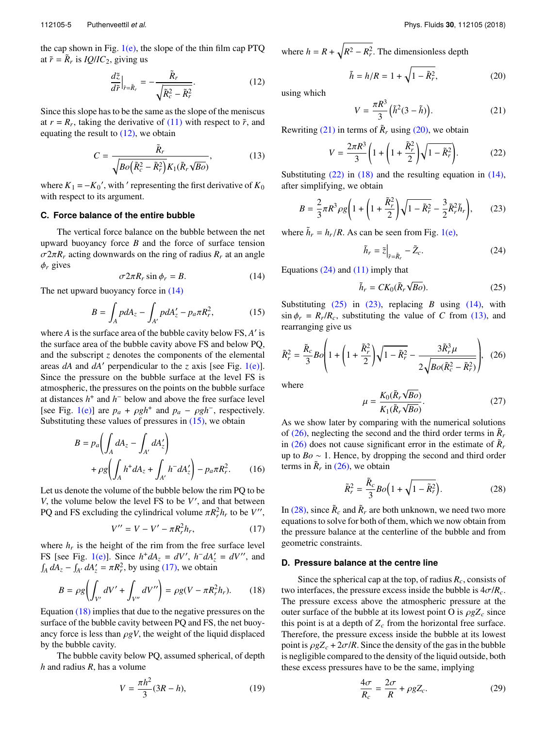the cap shown in Fig. 1(e), the slope of the thin film cap PTQ at $\tilde{r} = \tilde{R}_r$ is $IQ/IC_2$, giving us

$$\left.\frac{d\tilde{z}}{d\tilde{r}}\right|_{\tilde{r}=\tilde{R}_r} = -\frac{\tilde{R}_r}{\sqrt{\tilde{R}_c^2 - \tilde{R}_r^2}}. \tag{12}$$

Since this slope has to be the same as the slope of the meniscus at $r = R_r$, taking the derivative of (11) with respect to $\tilde{r}$, and equating the result to (12), we obtain

$$C = \frac{\tilde{R}_r}{\sqrt{Bo\left(\tilde{R}_c^2 - \tilde{R}_r^2\right)}K_1(\tilde{R}_r\sqrt{Bo})}, \tag{13}$$

where $K_1 = -K_0'$, with $'$ representing the first derivative of $K_0$ with respect to its argument.

### C. Force balance of the entire bubble

The vertical force balance on the bubble between the net upward buoyancy force $B$ and the force of surface tension $\sigma 2\pi R_r$ acting downwards on the ring of radius $R_r$ at an angle $\phi_r$ gives

$$\sigma 2\pi R_r \sin\phi_r = B. \tag{14}$$

The net upward buoyancy force in (14)

$$B = \int_A p dA_z - \int_{A'} p dA_z' - p_a \pi R_r^2, \tag{15}$$

where $A$ is the surface area of the bubble cavity below FS, $A'$ is the surface area of the bubble cavity above FS and below PQ, and the subscript $z$ denotes the components of the elemental areas $dA$ and $dA'$ perpendicular to the $z$ axis [see Fig. 1(e)]. Since the pressure on the bubble surface at the level FS is atmospheric, the pressures on the points on the bubble surface at distances $h^+$ and $h^-$ below and above the free surface level [see Fig. 1(e)] are $p_a + \rho g h^+$ and $p_a - \rho g h^-$, respectively. Substituting these values of pressures in (15), we obtain

$$B = p_a\left(\int_A dA_z - \int_{A'} dA_z'\right) + \rho g\left(\int_A h^+ dA_z + \int_{A'} h^- dA_z'\right) - p_a \pi R_r^2. \tag{16}$$

Let us denote the volume of the bubble below the rim PQ to be $V$, the volume below the level FS to be $V'$, and that between PQ and FS excluding the cylindrical volume $\pi R_r^2 h_r$ to be $V''$,

$$V'' = V - V' - \pi R_r^2 h_r, \tag{17}$$

where $h_r$ is the height of the rim from the free surface level FS [see Fig. 1(e)]. Since $h^+ dA_z = dV'$, $h^- dA_z' = dV''$, and $\int_A dA_z - \int_{A'} dA_z' = \pi R_r^2$, by using (17), we obtain

$$B = \rho g\left(\int_{V'} dV' + \int_{V''} dV''\right) = \rho g(V - \pi R_r^2 h_r). \tag{18}$$

Equation (18) implies that due to the negative pressures on the surface of the bubble cavity between PQ and FS, the net buoyancy force is less than $\rho g V$, the weight of the liquid displaced by the bubble cavity.

The bubble cavity below PQ, assumed spherical, of depth $h$ and radius $R$, has a volume

$$V = \frac{\pi h^2}{3}(3R - h), \tag{19}$$

where $h = R + \sqrt{R^2 - R_r^2}$. The dimensionless depth

$$\tilde{h} = h/R = 1 + \sqrt{1 - \tilde{R}_r^2}, \tag{20}$$

using which

$$V = \frac{\pi R^3}{3}\left(\tilde{h}^2(3 - \tilde{h})\right). \tag{21}$$

Rewriting (21) in terms of $\tilde{R}_r$ using (20), we obtain

$$V = \frac{2\pi R^3}{3}\left(1 + \left(1 + \frac{\tilde{R}_r^2}{2}\right)\sqrt{1 - \tilde{R}_r^2}\right). \tag{22}$$

Substituting (22) in (18) and the resulting equation in (14), after simplifying, we obtain

$$B = \frac{2}{3}\pi R^3 \rho g\left(1 + \left(1 + \frac{\tilde{R}_r^2}{2}\right)\sqrt{1 - \tilde{R}_r^2} - \frac{3}{2}\tilde{R}_r^2 \tilde{h}_r\right), \tag{23}$$

where $\tilde{h}_r = h_r/R$. As can be seen from Fig. 1(e),

$$\tilde{h}_r = \tilde{z}\Big|_{\tilde{r}=\tilde{R}_r} - \tilde{Z}_c. \tag{24}$$

Equations (24) and (11) imply that

$$\tilde{h}_r = CK_0(\tilde{R}_r\sqrt{Bo}). \tag{25}$$

Substituting (25) in (23), replacing $B$ using (14), with $\sin\phi_r = R_r/R_c$, substituting the value of $C$ from (13), and rearranging give us

$$\tilde{R}_r^2 = \frac{\tilde{R}_c}{3}Bo\left(1 + \left(1 + \frac{\tilde{R}_r^2}{2}\right)\sqrt{1 - \tilde{R}_r^2} - \frac{3\tilde{R}_r^3 \mu}{2\sqrt{Bo(\tilde{R}_c^2 - \tilde{R}_r^2)}}\right), \tag{26}$$

where

$$\mu = \frac{K_0(\tilde{R}_r\sqrt{Bo})}{K_1(\tilde{R}_r\sqrt{Bo})}. \tag{27}$$

As we show later by comparing with the numerical solutions of (26), neglecting the second and the third order terms in $\tilde{R}_r$ in (26) does not cause significant error in the estimate of $\tilde{R}_r$ up to $Bo \sim 1$. Hence, by dropping the second and third order terms in $\tilde{R}_r$ in (26), we obtain

$$\tilde{R}_r^2 = \frac{\tilde{R}_c}{3}Bo\left(1 + \sqrt{1 - \tilde{R}_r^2}\right). \tag{28}$$

In (28), since $\tilde{R}_c$ and $\tilde{R}_r$ are both unknown, we need two more equations to solve for both of them, which we now obtain from the pressure balance at the centerline of the bubble and from geometric constraints.

### D. Pressure balance at the centre line

Since the spherical cap at the top, of radius $R_c$, consists of two interfaces, the pressure excess inside the bubble is $4\sigma/R_c$. The pressure excess above the atmospheric pressure at the outer surface of the bubble at its lowest point O is $\rho g Z_c$ since this point is at a depth of $Z_c$ from the horizontal free surface. Therefore, the pressure excess inside the bubble at its lowest point is $\rho g Z_c + 2\sigma/R$. Since the density of the gas in the bubble is negligible compared to the density of the liquid outside, both these excess pressures have to be the same, implying

$$\frac{4\sigma}{R_c} = \frac{2\sigma}{R} + \rho g Z_c. \tag{29}$$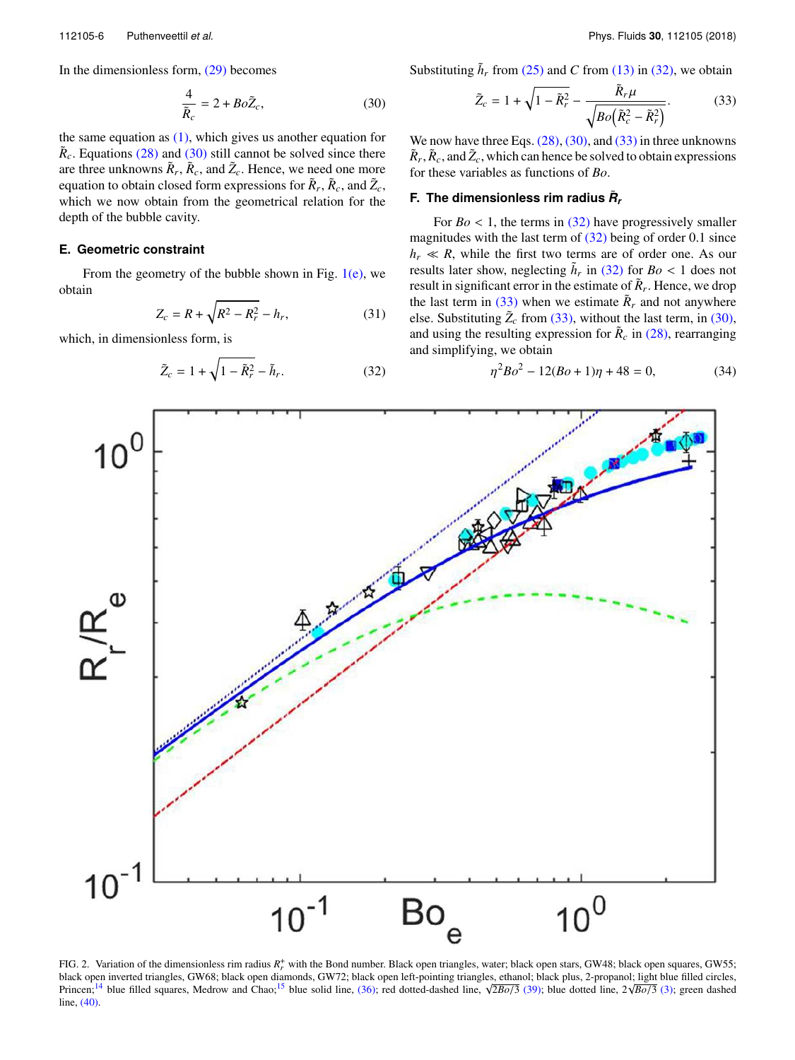In the dimensionless form, (29) becomes

$$\frac{4}{\tilde{R}_c} = 2 + Bo\tilde{Z}_c, \tag{30}$$

the same equation as (1), which gives us another equation for $\tilde{R}_c$. Equations (28) and (30) still cannot be solved since there are three unknowns $\tilde{R}_r$, $\tilde{R}_c$, and $\tilde{Z}_c$. Hence, we need one more equation to obtain closed form expressions for $\tilde{R}_r$, $\tilde{R}_c$, and $\tilde{Z}_c$, which we now obtain from the geometrical relation for the depth of the bubble cavity.

### E. Geometric constraint

From the geometry of the bubble shown in Fig. 1(e), we obtain

$$Z_c = R + \sqrt{R^2 - R_r^2} - h_r, \tag{31}$$

which, in dimensionless form, is

$$\tilde{Z}_c = 1 + \sqrt{1 - \tilde{R}_r^2} - \tilde{h}_r. \tag{32}$$

Substituting $\tilde{h}_r$ from (25) and $C$ from (13) in (32), we obtain

$$\tilde{Z}_c = 1 + \sqrt{1 - \tilde{R}_r^2} - \frac{\tilde{R}_r \mu}{\sqrt{Bo\left(\tilde{R}_c^2 - \tilde{R}_r^2\right)}}. \tag{33}$$

We now have three Eqs. (28), (30), and (33) in three unknowns $\tilde{R}_r$, $\tilde{R}_c$, and $\tilde{Z}_c$, which can hence be solved to obtain expressions for these variables as functions of $Bo$.

### F. The dimensionless rim radius $\tilde{R}_r$

For $Bo < 1$, the terms in (32) have progressively smaller magnitudes with the last term of (32) being of order 0.1 since $h_r \ll R$, while the first two terms are of order one. As our results later show, neglecting $\tilde{h}_r$ in (32) for $Bo < 1$ does not result in significant error in the estimate of $\tilde{R}_r$. Hence, we drop the last term in (33) when we estimate $\tilde{R}_r$ and not anywhere else. Substituting $\tilde{Z}_c$ from (33), without the last term, in (30), and using the resulting expression for $\tilde{R}_c$ in (28), rearranging and simplifying, we obtain

$$\eta^2 Bo^2 - 12(Bo + 1)\eta + 48 = 0, \tag{34}$$

FIG. 2. Variation of the dimensionless rim radius $R_r^+$ with the Bond number. Black open triangles, water; black open stars, GW48; black open squares, GW55; black open inverted triangles, GW68; black open diamonds, GW72; black open left-pointing triangles, ethanol; black plus, 2-propanol; light blue filled circles, Princen;[14] blue filled squares, Medrow and Chao;[15] blue solid line, (36); red dotted-dashed line, $\sqrt{2Bo/3}$ (39); blue dotted line, $2\sqrt{Bo/3}$ (3); green dashed line, (40).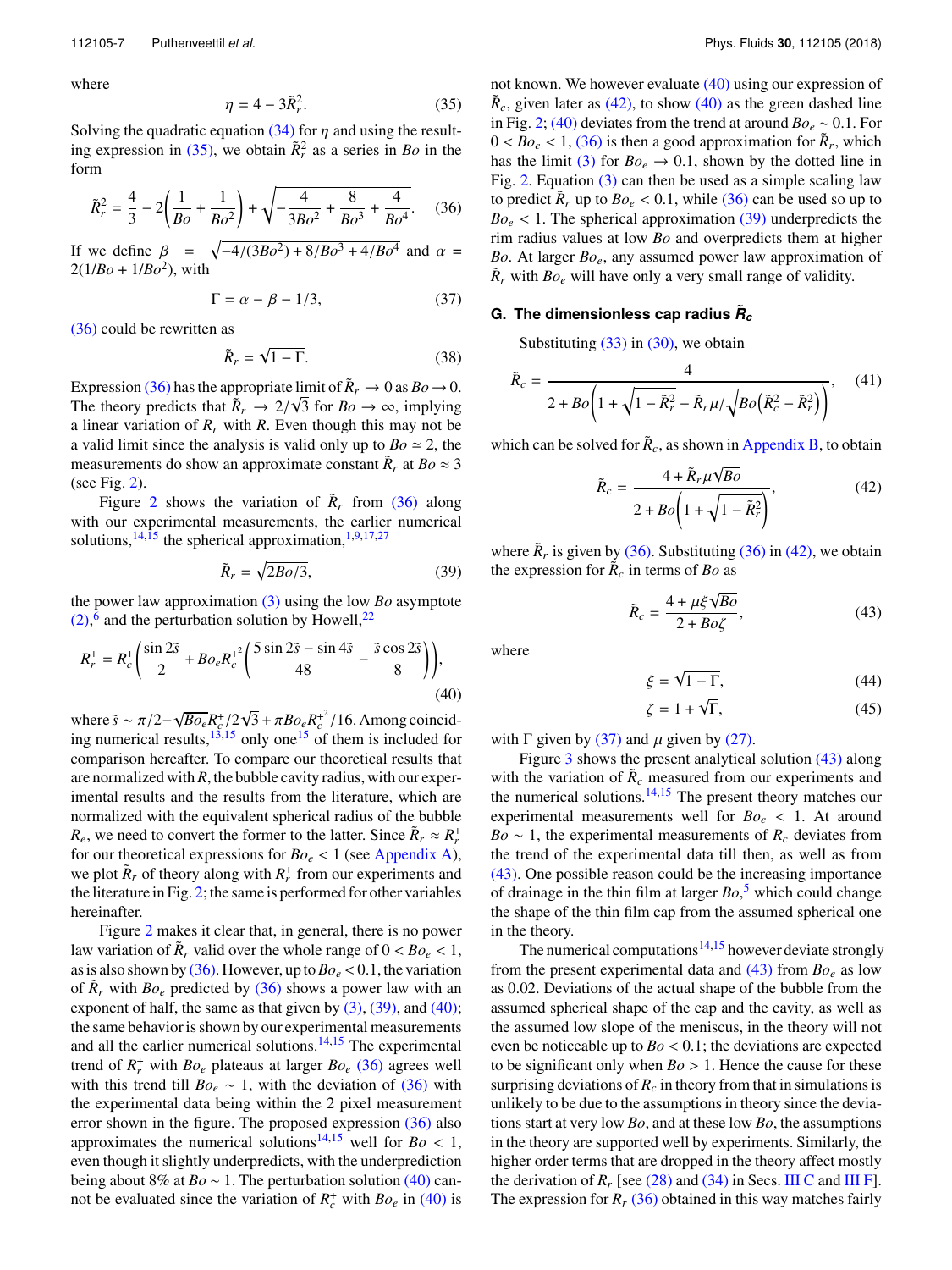where

$$\eta = 4 - 3\tilde{R}_r^2. \tag{35}$$

Solving the quadratic equation (34) for $\eta$ and using the resulting expression in (35), we obtain $\tilde{R}_r^2$ as a series in $Bo$ in the form

$$\tilde{R}_r^2 = \frac{4}{3} - 2\left(\frac{1}{Bo} + \frac{1}{Bo^2}\right) + \sqrt{-\frac{4}{3Bo^2} + \frac{8}{Bo^3} + \frac{4}{Bo^4}}. \tag{36}$$

If we define $\beta = \sqrt{-4/(3Bo^2) + 8/Bo^3 + 4/Bo^4}$ and $\alpha = 2(1/Bo + 1/Bo^2)$, with

$$\Gamma = \alpha - \beta - 1/3, \tag{37}$$

(36) could be rewritten as

$$\tilde{R}_r = \sqrt{1 - \Gamma}. \tag{38}$$

Expression (36) has the appropriate limit of $\tilde{R}_r \to 0$ as $Bo \to 0$. The theory predicts that $\tilde{R}_r \to 2/\sqrt{3}$ for $Bo \to \infty$, implying a linear variation of $R_r$ with $R$. Even though this may not be a valid limit since the analysis is valid only up to $Bo \simeq 2$, the measurements do show an approximate constant $\tilde{R}_r$ at $Bo \approx 3$ (see Fig. 2).

Figure 2 shows the variation of $\tilde{R}_r$ from (36) along with our experimental measurements, the earlier numerical solutions,[14,15] the spherical approximation,[1,9,17,27]

$$\tilde{R}_r = \sqrt{2Bo/3}, \tag{39}$$

the power law approximation (3) using the low $Bo$ asymptote (2),[6] and the perturbation solution by Howell,[22]

$$R_r^+ = R_c^+\left(\frac{\sin 2\tilde{s}}{2} + Bo_e R_c^{+^2}\left(\frac{5\sin 2\tilde{s} - \sin 4\tilde{s}}{48} - \frac{\tilde{s}\cos 2\tilde{s}}{8}\right)\right), \tag{40}$$

where $\tilde{s} \sim \pi/2 - \sqrt{Bo_e}R_c^+/2\sqrt{3} + \pi Bo_e R_c^{+^2}/16$. Among coinciding numerical results,[13,15] only one[15] of them is included for comparison hereafter. To compare our theoretical results that are normalized with $R$, the bubble cavity radius, with our experimental results and the results from the literature, which are normalized with the equivalent spherical radius of the bubble $R_e$, we need to convert the former to the latter. Since $\tilde{R}_r \approx R_r^+$ for our theoretical expressions for $Bo_e < 1$ (see Appendix A), we plot $\tilde{R}_r$ of theory along with $R_r^+$ from our experiments and the literature in Fig. 2; the same is performed for other variables hereinafter.

Figure 2 makes it clear that, in general, there is no power law variation of $\tilde{R}_r$ valid over the whole range of $0 < Bo_e < 1$, as is also shown by (36). However, up to $Bo_e < 0.1$, the variation of $\tilde{R}_r$ with $Bo_e$ predicted by (36) shows a power law with an exponent of half, the same as that given by (3), (39), and (40); the same behavior is shown by our experimental measurements and all the earlier numerical solutions.[14,15] The experimental trend of $R_r^+$ with $Bo_e$ plateaus at larger $Bo_e$ (36) agrees well with this trend till $Bo_e \sim 1$, with the deviation of (36) with the experimental data being within the 2 pixel measurement error shown in the figure. The proposed expression (36) also approximates the numerical solutions[14,15] well for $Bo < 1$, even though it slightly underpredicts, with the underprediction being about 8% at $Bo \sim 1$. The perturbation solution (40) cannot be evaluated since the variation of $R_c^+$ with $Bo_e$ in (40) is not known. We however evaluate (40) using our expression of $\tilde{R}_c$, given later as (42), to show (40) as the green dashed line in Fig. 2; (40) deviates from the trend at around $Bo_e \sim 0.1$. For $0 < Bo_e < 1$, (36) is then a good approximation for $\tilde{R}_r$, which has the limit (3) for $Bo_e \to 0.1$, shown by the dotted line in Fig. 2. Equation (3) can then be used as a simple scaling law to predict $\tilde{R}_r$ up to $Bo_e < 0.1$, while (36) can be used so up to $Bo_e < 1$. The spherical approximation (39) underpredicts the rim radius values at low $Bo$ and overpredicts them at higher $Bo$. At larger $Bo_e$, any assumed power law approximation of $\tilde{R}_r$ with $Bo_e$ will have only a very small range of validity.

### G. The dimensionless cap radius $\tilde{R}_c$

Substituting (33) in (30), we obtain

$$\tilde{R}_c = \frac{4}{2 + Bo\left(1 + \sqrt{1 - \tilde{R}_r^2} - \tilde{R}_r\mu/\sqrt{Bo\left(\tilde{R}_c^2 - \tilde{R}_r^2\right)}\right)}, \tag{41}$$

which can be solved for $\tilde{R}_c$, as shown in Appendix B, to obtain

$$\tilde{R}_c = \frac{4 + \tilde{R}_r\mu\sqrt{Bo}}{2 + Bo\left(1 + \sqrt{1 - \tilde{R}_r^2}\right)}, \tag{42}$$

where $\tilde{R}_r$ is given by (36). Substituting (36) in (42), we obtain the expression for $\tilde{R}_c$ in terms of $Bo$ as

$$\tilde{R}_c = \frac{4 + \mu\xi\sqrt{Bo}}{2 + Bo\zeta}, \tag{43}$$

where

$$\xi = \sqrt{1 - \Gamma}, \tag{44}$$

$$\zeta = 1 + \sqrt{\Gamma}, \tag{45}$$

with $\Gamma$ given by (37) and $\mu$ given by (27).

Figure 3 shows the present analytical solution (43) along with the variation of $\tilde{R}_c$ measured from our experiments and the numerical solutions.[14,15] The present theory matches our experimental measurements well for $Bo_e < 1$. At around $Bo \sim 1$, the experimental measurements of $R_c$ deviates from the trend of the experimental data till then, as well as from (43). One possible reason could be the increasing importance of drainage in the thin film at larger $Bo$,[5] which could change the shape of the thin film cap from the assumed spherical one in the theory.

The numerical computations[14,15] however deviate strongly from the present experimental data and (43) from $Bo_e$ as low as 0.02. Deviations of the actual shape of the bubble from the assumed spherical shape of the cap and the cavity, as well as the assumed low slope of the meniscus, in the theory will not even be noticeable up to $Bo < 0.1$; the deviations are expected to be significant only when $Bo > 1$. Hence the cause for these surprising deviations of $R_c$ in theory from that in simulations is unlikely to be due to the assumptions in theory since the deviations start at very low $Bo$, and at these low $Bo$, the assumptions in the theory are supported well by experiments. Similarly, the higher order terms that are dropped in the theory affect mostly the derivation of $R_r$ [see (28) and (34) in Secs. III C and III F]. The expression for $R_r$ (36) obtained in this way matches fairly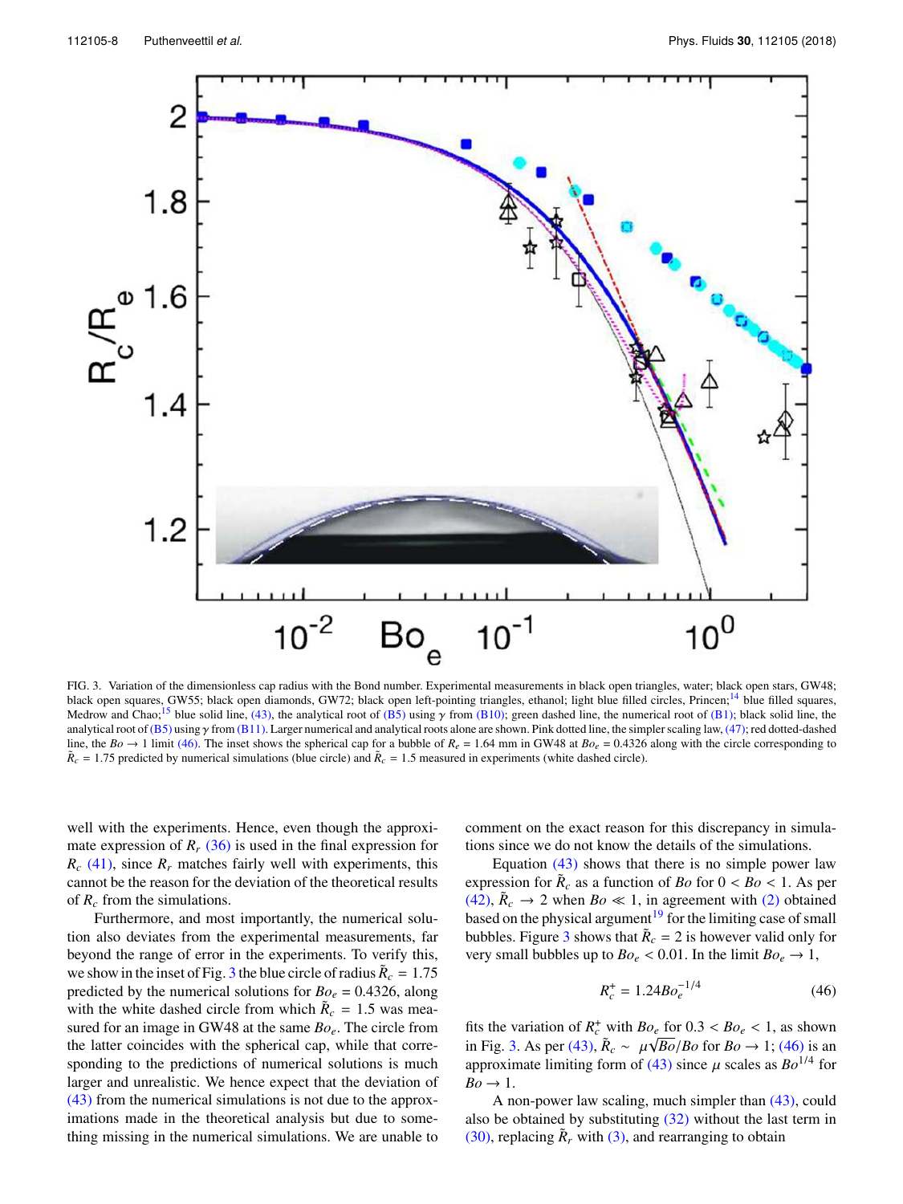FIG. 3. Variation of the dimensionless cap radius with the Bond number. Experimental measurements in black open triangles, water; black open stars, GW48; black open squares, GW55; black open diamonds, GW72; black open left-pointing triangles, ethanol; light blue filled circles, Princen;[14] blue filled squares, Medrow and Chao;[15] blue solid line, (43), the analytical root of (B5) using $\gamma$ from (B10); green dashed line, the numerical root of (B1); black solid line, the analytical root of (B5) using $\gamma$ from (B11). Larger numerical and analytical roots alone are shown. Pink dotted line, the simpler scaling law, (47); red dotted-dashed line, the $Bo \rightarrow 1$ limit (46). The inset shows the spherical cap for a bubble of $R_e = 1.64$ mm in GW48 at $Bo_e = 0.4326$ along with the circle corresponding to $\tilde{R}_c = 1.75$ predicted by numerical simulations (blue circle) and $\tilde{R}_c = 1.5$ measured in experiments (white dashed circle).

well with the experiments. Hence, even though the approximate expression of $R_r$ (36) is used in the final expression for $R_c$ (41), since $R_r$ matches fairly well with experiments, this cannot be the reason for the deviation of the theoretical results of $R_c$ from the simulations.

Furthermore, and most importantly, the numerical solution also deviates from the experimental measurements, far beyond the range of error in the experiments. To verify this, we show in the inset of Fig. 3 the blue circle of radius $\tilde{R}_c = 1.75$ predicted by the numerical solutions for $Bo_e = 0.4326$, along with the white dashed circle from which $\tilde{R}_c = 1.5$ was measured for an image in GW48 at the same $Bo_e$. The circle from the latter coincides with the spherical cap, while that corresponding to the predictions of numerical solutions is much larger and unrealistic. We hence expect that the deviation of (43) from the numerical simulations is not due to the approximations made in the theoretical analysis but due to something missing in the numerical simulations. We are unable to comment on the exact reason for this discrepancy in simulations since we do not know the details of the simulations.

Equation (43) shows that there is no simple power law expression for $\tilde{R}_c$ as a function of $Bo$ for $0 < Bo < 1$. As per (42), $\tilde{R}_c \rightarrow 2$ when $Bo \ll 1$, in agreement with (2) obtained based on the physical argument[19] for the limiting case of small bubbles. Figure 3 shows that $\tilde{R}_c = 2$ is however valid only for very small bubbles up to $Bo_e < 0.01$. In the limit $Bo_e \rightarrow 1$,

$$R_c^+ = 1.24 Bo_e^{-1/4} \tag{46}$$

fits the variation of $R_c^+$ with $Bo_e$ for $0.3 < Bo_e < 1$, as shown in Fig. 3. As per (43), $\tilde{R}_c \sim \mu\sqrt{Bo}/Bo$ for $Bo \rightarrow 1$; (46) is an approximate limiting form of (43) since $\mu$ scales as $Bo^{1/4}$ for $Bo \rightarrow 1$.

A non-power law scaling, much simpler than (43), could also be obtained by substituting (32) without the last term in (30), replacing $\tilde{R}_r$ with (3), and rearranging to obtain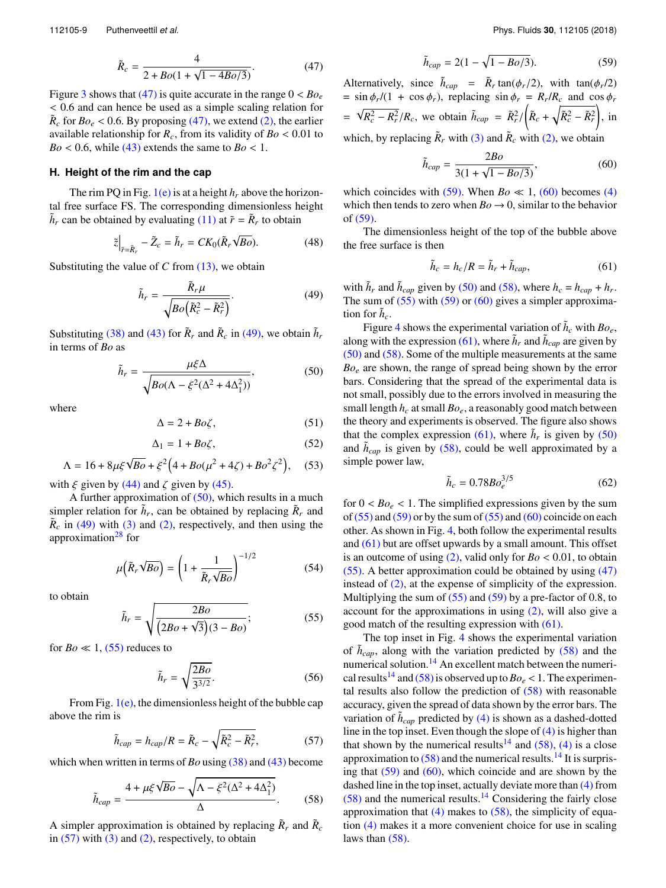$$\tilde{R}_c = \frac{4}{2 + Bo(1 + \sqrt{1 - 4Bo/3})}. \tag{47}$$

Figure 3 shows that (47) is quite accurate in the range $0 < Bo_e < 0.6$ and can hence be used as a simple scaling relation for $\tilde{R}_c$ for $Bo_e < 0.6$. By proposing (47), we extend (2), the earlier available relationship for $R_c$, from its validity of $Bo < 0.01$ to $Bo < 0.6$, while (43) extends the same to $Bo < 1$.

### H. Height of the rim and the cap

The rim PQ in Fig. 1(e) is at a height $h_r$ above the horizontal free surface FS. The corresponding dimensionless height $\tilde{h}_r$ can be obtained by evaluating (11) at $\tilde{r} = \tilde{R}_r$ to obtain

$$\tilde{z}\Big|_{\tilde{r}=\tilde{R}_r} - \tilde{Z}_c = \tilde{h}_r = CK_0(\tilde{R}_r\sqrt{Bo}). \tag{48}$$

Substituting the value of $C$ from (13), we obtain

$$\tilde{h}_r = \frac{\tilde{R}_r \mu}{\sqrt{Bo\left(\tilde{R}_c^2 - \tilde{R}_r^2\right)}}. \tag{49}$$

Substituting (38) and (43) for $\tilde{R}_r$ and $\tilde{R}_c$ in (49), we obtain $\tilde{h}_r$ in terms of $Bo$ as

$$\tilde{h}_r = \frac{\mu\xi\Delta}{\sqrt{Bo(\Lambda - \xi^2(\Delta^2 + 4\Delta_1^2))}}, \tag{50}$$

where

$$\Delta = 2 + Bo\zeta, \tag{51}$$

$$\Delta_1 = 1 + Bo\zeta, \tag{52}$$

$$\Lambda = 16 + 8\mu\xi\sqrt{Bo} + \xi^2\left(4 + Bo(\mu^2 + 4\zeta) + Bo^2\zeta^2\right), \tag{53}$$

with $\xi$ given by (44) and $\zeta$ given by (45).

A further approximation of (50), which results in a much simpler relation for $\tilde{h}_r$, can be obtained by replacing $\tilde{R}_r$ and $\tilde{R}_c$ in (49) with (3) and (2), respectively, and then using the approximation[28] for

$$\mu\left(\tilde{R}_r\sqrt{Bo}\right) = \left(1 + \frac{1}{\tilde{R}_r\sqrt{Bo}}\right)^{-1/2} \tag{54}$$

to obtain

$$\tilde{h}_r = \sqrt{\frac{2Bo}{\left(2Bo + \sqrt{3}\right)(3 - Bo)}}; \tag{55}$$

for $Bo \ll 1$, (55) reduces to

$$\tilde{h}_r = \sqrt{\frac{2Bo}{3^{3/2}}}. \tag{56}$$

From Fig. 1(e), the dimensionless height of the bubble cap above the rim is

$$\tilde{h}_{cap} = h_{cap}/R = \tilde{R}_c - \sqrt{\tilde{R}_c^2 - \tilde{R}_r^2}, \tag{57}$$

which when written in terms of $Bo$ using (38) and (43) become

$$\tilde{h}_{cap} = \frac{4 + \mu\xi\sqrt{Bo} - \sqrt{\Lambda - \xi^2(\Delta^2 + 4\Delta_1^2)}}{\Delta}. \tag{58}$$

A simpler approximation is obtained by replacing $\tilde{R}_r$ and $\tilde{R}_c$ in (57) with (3) and (2), respectively, to obtain

$$\tilde{h}_{cap} = 2(1 - \sqrt{1 - Bo/3}). \tag{59}$$

Alternatively, since $\tilde{h}_{cap} = \tilde{R}_r \tan(\phi_r/2)$, with $\tan(\phi_r/2) = \sin\phi_r/(1 + \cos\phi_r)$, replacing $\sin\phi_r = R_r/R_c$ and $\cos\phi_r = \sqrt{R_c^2 - R_r^2}/R_c$, we obtain $\tilde{h}_{cap} = \tilde{R}_r^2/\left(\tilde{R}_c + \sqrt{\tilde{R}_c^2 - \tilde{R}_r^2}\right)$, in which, by replacing $\tilde{R}_r$ with (3) and $\tilde{R}_c$ with (2), we obtain

$$\tilde{h}_{cap} = \frac{2Bo}{3(1 + \sqrt{1 - Bo/3})}, \tag{60}$$

which coincides with (59). When $Bo \ll 1$, (60) becomes (4) which then tends to zero when $Bo \to 0$, similar to the behavior of (59).

The dimensionless height of the top of the bubble above the free surface is then

$$\tilde{h}_c = h_c/R = \tilde{h}_r + \tilde{h}_{cap}, \tag{61}$$

with $\tilde{h}_r$ and $\tilde{h}_{cap}$ given by (50) and (58), where $h_c = h_{cap} + h_r$. The sum of (55) with (59) or (60) gives a simpler approximation for $\tilde{h}_c$.

Figure 4 shows the experimental variation of $\tilde{h}_c$ with $Bo_e$, along with the expression (61), where $\tilde{h}_r$ and $\tilde{h}_{cap}$ are given by (50) and (58). Some of the multiple measurements at the same $Bo_e$ are shown, the range of spread being shown by the error bars. Considering that the spread of the experimental data is not small, possibly due to the errors involved in measuring the small length $h_c$ at small $Bo_e$, a reasonably good match between the theory and experiments is observed. The figure also shows that the complex expression (61), where $\tilde{h}_r$ is given by (50) and $\tilde{h}_{cap}$ is given by (58), could be well approximated by a simple power law,

$$\tilde{h}_c = 0.78Bo_e^{3/5} \tag{62}$$

for $0 < Bo_e < 1$. The simplified expressions given by the sum of (55) and (59) or by the sum of (55) and (60) coincide on each other. As shown in Fig. 4, both follow the experimental results and (61) but are offset upwards by a small amount. This offset is an outcome of using (2), valid only for $Bo < 0.01$, to obtain (55). A better approximation could be obtained by using (47) instead of (2), at the expense of simplicity of the expression. Multiplying the sum of (55) and (59) by a pre-factor of 0.8, to account for the approximations in using (2), will also give a good match of the resulting expression with (61).

The top inset in Fig. 4 shows the experimental variation of $\tilde{h}_{cap}$, along with the variation predicted by (58) and the numerical solution.[14] An excellent match between the numerical results[14] and (58) is observed up to $Bo_e < 1$. The experimental results also follow the prediction of (58) with reasonable accuracy, given the spread of data shown by the error bars. The variation of $\tilde{h}_{cap}$ predicted by (4) is shown as a dashed-dotted line in the top inset. Even though the slope of (4) is higher than that shown by the numerical results[14] and (58), (4) is a close approximation to (58) and the numerical results.[14] It is surprising that (59) and (60), which coincide and are shown by the dashed line in the top inset, actually deviate more than (4) from (58) and the numerical results.[14] Considering the fairly close approximation that (4) makes to (58), the simplicity of equation (4) makes it a more convenient choice for use in scaling laws than (58).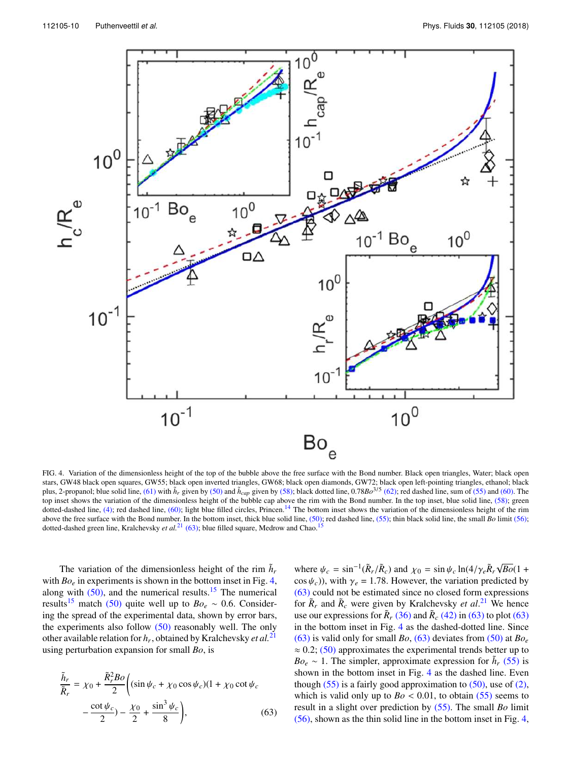FIG. 4. Variation of the dimensionless height of the top of the bubble above the free surface with the Bond number. Black open triangles, Water; black open stars, GW48 black open squares, GW55; black open inverted triangles, GW68; black open diamonds, GW72; black open left-pointing triangles, ethanol; black plus, 2-propanol; blue solid line, (61) with $\tilde{h}_r$ given by (50) and $\tilde{h}_{cap}$ given by (58); black dotted line, $0.78Bo^{3/5}$ (62); red dashed line, sum of (55) and (60). The top inset shows the variation of the dimensionless height of the bubble cap above the rim with the Bond number. In the top inset, blue solid line, (58); green dotted-dashed line, (4); red dashed line, (60); light blue filled circles, Princen.[14] The bottom inset shows the variation of the dimensionless height of the rim above the free surface with the Bond number. In the bottom inset, thick blue solid line, (50); red dashed line, (55); thin black solid line, the small $Bo$ limit (56); dotted-dashed green line, Kralchevsky *et al.*[21] (63); blue filled square, Medrow and Chao.[15]

The variation of the dimensionless height of the rim $\tilde{h}_r$ with $Bo_e$ in experiments is shown in the bottom inset in Fig. 4, along with (50), and the numerical results.[15] The numerical results[15] match (50) quite well up to $Bo_e \sim 0.6$. Considering the spread of the experimental data, shown by error bars, the experiments also follow (50) reasonably well. The only other available relation for $h_r$, obtained by Kralchevsky *et al.*[21] using perturbation expansion for small $Bo$, is

$$\frac{\tilde{h}_r}{\tilde{R}_r} = \chi_0 + \frac{\tilde{R}_r^2 Bo}{2}\bigg((\sin\psi_c + \chi_0\cos\psi_c)(1 + \chi_0\cot\psi_c - \frac{\cot\psi_c}{2}) - \frac{\chi_0}{2} + \frac{\sin^3\psi_c}{8}\bigg), \tag{63}$$

where $\psi_c = \sin^{-1}(\tilde{R}_r/\tilde{R}_c)$ and $\chi_0 = \sin\psi_c \ln(4/\gamma_e\tilde{R}_r\sqrt{Bo}(1 + \cos\psi_c))$, with $\gamma_e = 1.78$. However, the variation predicted by (63) could not be estimated since no closed form expressions for $\tilde{R}_r$ and $\tilde{R}_c$ were given by Kralchevsky *et al.*[21] We hence use our expressions for $\tilde{R}_r$ (36) and $\tilde{R}_c$ (42) in (63) to plot (63) in the bottom inset in Fig. 4 as the dashed-dotted line. Since (63) is valid only for small $Bo$, (63) deviates from (50) at $Bo_e \approx 0.2$; (50) approximates the experimental trends better up to $Bo_e \sim 1$. The simpler, approximate expression for $\tilde{h}_r$ (55) is shown in the bottom inset in Fig. 4 as the dashed line. Even though (55) is a fairly good approximation to (50), use of (2), which is valid only up to $Bo < 0.01$, to obtain (55) seems to result in a slight over prediction by (55). The small $Bo$ limit (56), shown as the thin solid line in the bottom inset in Fig. 4,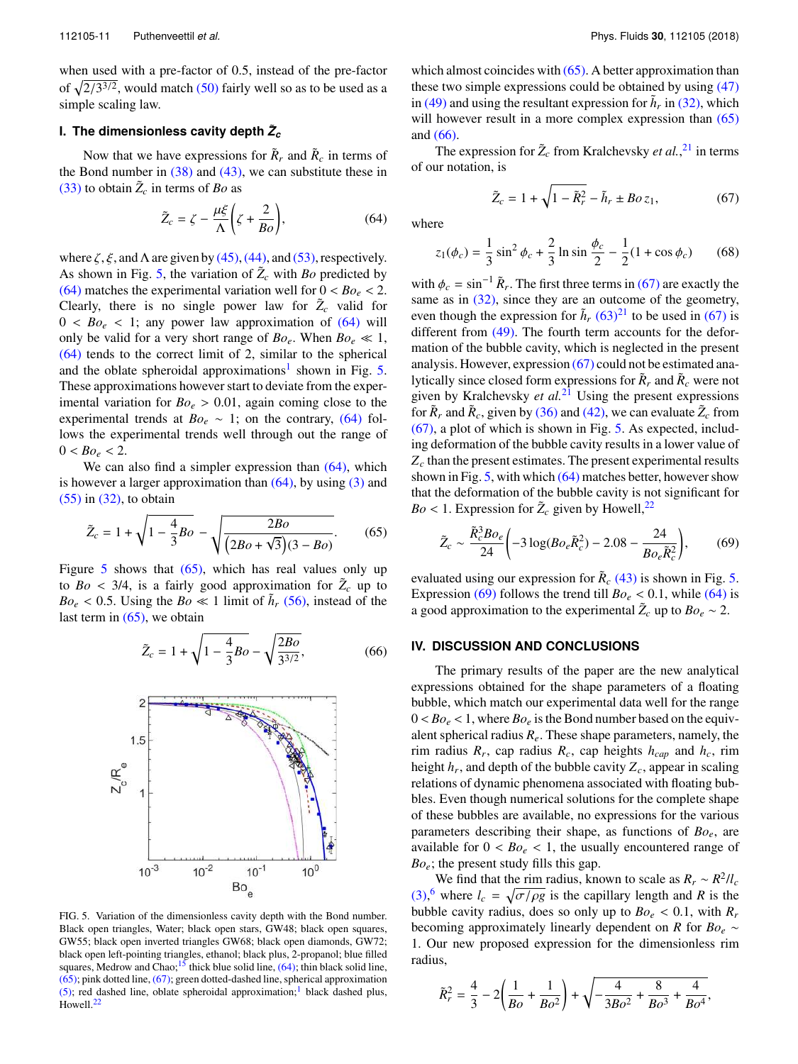when used with a pre-factor of 0.5, instead of the pre-factor of $\sqrt{2/3^{3/2}}$, would match (50) fairly well so as to be used as a simple scaling law.

### I. The dimensionless cavity depth $\tilde{Z}_c$

Now that we have expressions for $\tilde{R}_r$ and $\tilde{R}_c$ in terms of the Bond number in (38) and (43), we can substitute these in (33) to obtain $\tilde{Z}_c$ in terms of $Bo$ as

$$\tilde{Z}_c = \zeta - \frac{\mu\xi}{\Lambda}\left(\zeta + \frac{2}{Bo}\right), \tag{64}$$

where $\zeta, \xi$, and $\Lambda$ are given by (45), (44), and (53), respectively. As shown in Fig. 5, the variation of $\tilde{Z}_c$ with $Bo$ predicted by (64) matches the experimental variation well for $0 < Bo_e < 2$. Clearly, there is no single power law for $\tilde{Z}_c$ valid for $0 < Bo_e < 1$; any power law approximation of (64) will only be valid for a very short range of $Bo_e$. When $Bo_e \ll 1$, (64) tends to the correct limit of 2, similar to the spherical and the oblate spheroidal approximations[1] shown in Fig. 5. These approximations however start to deviate from the experimental variation for $Bo_e > 0.01$, again coming close to the experimental trends at $Bo_e \sim 1$; on the contrary, (64) follows the experimental trends well through out the range of $0 < Bo_e < 2$.

We can also find a simpler expression than (64), which is however a larger approximation than (64), by using (3) and (55) in (32), to obtain

$$\tilde{Z}_c = 1 + \sqrt{1 - \frac{4}{3}Bo} - \sqrt{\frac{2Bo}{\left(2Bo + \sqrt{3}\right)(3 - Bo)}}. \tag{65}$$

Figure 5 shows that (65), which has real values only up to $Bo < 3/4$, is a fairly good approximation for $\tilde{Z}_c$ up to $Bo_e < 0.5$. Using the $Bo \ll 1$ limit of $\tilde{h}_r$ (56), instead of the last term in (65), we obtain

$$\tilde{Z}_c = 1 + \sqrt{1 - \frac{4}{3}Bo} - \sqrt{\frac{2Bo}{3^{3/2}}}, \tag{66}$$

FIG. 5. Variation of the dimensionless cavity depth with the Bond number. Black open triangles, Water; black open stars, GW48; black open squares, GW55; black open inverted triangles GW68; black open diamonds, GW72; black open left-pointing triangles, ethanol; black plus, 2-propanol; blue filled squares, Medrow and Chao;[15] thick blue solid line, (64); thin black solid line, (65); pink dotted line, (67); green dotted-dashed line, spherical approximation (5); red dashed line, oblate spheroidal approximation;[1] black dashed plus, Howell.[22]

which almost coincides with (65). A better approximation than these two simple expressions could be obtained by using (47) in (49) and using the resultant expression for $\tilde{h}_r$ in (32), which will however result in a more complex expression than (65) and (66).

The expression for $\tilde{Z}_c$ from Kralchevsky *et al.*,[21] in terms of our notation, is

$$\tilde{Z}_c = 1 + \sqrt{1 - \tilde{R}_r^2} - \tilde{h}_r \pm Bo\, z_1, \tag{67}$$

where

$$z_1(\phi_c) = \frac{1}{3}\sin^2\phi_c + \frac{2}{3}\ln\sin\frac{\phi_c}{2} - \frac{1}{2}(1 + \cos\phi_c) \tag{68}$$

with $\phi_c = \sin^{-1}\tilde{R}_r$. The first three terms in (67) are exactly the same as in (32), since they are an outcome of the geometry, even though the expression for $\tilde{h}_r$ (63)[21] to be used in (67) is different from (49). The fourth term accounts for the deformation of the bubble cavity, which is neglected in the present analysis. However, expression (67) could not be estimated analytically since closed form expressions for $\tilde{R}_r$ and $\tilde{R}_c$ were not given by Kralchevsky *et al.*[21] Using the present expressions for $\tilde{R}_r$ and $\tilde{R}_c$, given by (36) and (42), we can evaluate $\tilde{Z}_c$ from (67), a plot of which is shown in Fig. 5. As expected, including deformation of the bubble cavity results in a lower value of $Z_c$ than the present estimates. The present experimental results shown in Fig. 5, with which (64) matches better, however show that the deformation of the bubble cavity is not significant for $Bo < 1$. Expression for $\tilde{Z}_c$ given by Howell,[22]

$$\tilde{Z}_c \sim \frac{\tilde{R}_c^3 Bo_e}{24}\left(-3\log(Bo_e\tilde{R}_c^2) - 2.08 - \frac{24}{Bo_e\tilde{R}_c^2}\right), \tag{69}$$

evaluated using our expression for $\tilde{R}_c$ (43) is shown in Fig. 5. Expression (69) follows the trend till $Bo_e < 0.1$, while (64) is a good approximation to the experimental $\tilde{Z}_c$ up to $Bo_e \sim 2$.

## IV. DISCUSSION AND CONCLUSIONS

The primary results of the paper are the new analytical expressions obtained for the shape parameters of a floating bubble, which match our experimental data well for the range $0 < Bo_e < 1$, where $Bo_e$ is the Bond number based on the equivalent spherical radius $R_e$. These shape parameters, namely, the rim radius $R_r$, cap radius $R_c$, cap heights $h_{cap}$ and $h_c$, rim height $h_r$, and depth of the bubble cavity $Z_c$, appear in scaling relations of dynamic phenomena associated with floating bubbles. Even though numerical solutions for the complete shape of these bubbles are available, no expressions for the various parameters describing their shape, as functions of $Bo_e$, are available for $0 < Bo_e < 1$, the usually encountered range of $Bo_e$; the present study fills this gap.

We find that the rim radius, known to scale as $R_r \sim R^2/l_c$ (3),[6] where $l_c = \sqrt{\sigma/\rho g}$ is the capillary length and $R$ is the bubble cavity radius, does so only up to $Bo_e < 0.1$, with $R_r$ becoming approximately linearly dependent on $R$ for $Bo_e \sim 1$. Our new proposed expression for the dimensionless rim radius,

$$\tilde{R}_r^2 = \frac{4}{3} - 2\left(\frac{1}{Bo} + \frac{1}{Bo^2}\right) + \sqrt{-\frac{4}{3Bo^2} + \frac{8}{Bo^3} + \frac{4}{Bo^4}},$$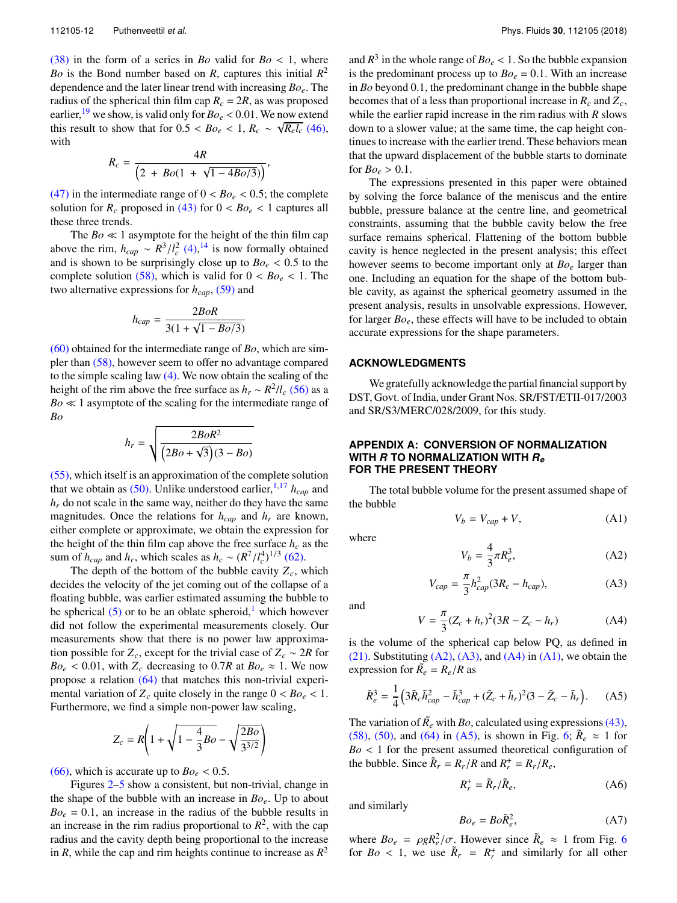(38) in the form of a series in $Bo$ valid for $Bo < 1$, where $Bo$ is the Bond number based on $R$, captures this initial $R^2$ dependence and the later linear trend with increasing $Bo_e$. The radius of the spherical thin film cap $R_c = 2R$, as was proposed earlier,[19] we show, is valid only for $Bo_e < 0.01$. We now extend this result to show that for $0.5 < Bo_e < 1$, $R_c \sim \sqrt{R_e l_c}$ (46), with

$$R_c = \frac{4R}{\left(2 + Bo(1 + \sqrt{1 - 4Bo/3})\right)},$$

(47) in the intermediate range of $0 < Bo_e < 0.5$; the complete solution for $R_c$ proposed in (43) for $0 < Bo_e < 1$ captures all these three trends.

The $Bo \ll 1$ asymptote for the height of the thin film cap above the rim, $h_{cap} \sim R^3/l_c^2$ (4),[14] is now formally obtained and is shown to be surprisingly close up to $Bo_e < 0.5$ to the complete solution (58), which is valid for $0 < Bo_e < 1$. The two alternative expressions for $h_{cap}$, (59) and

$$h_{cap} = \frac{2BoR}{3(1 + \sqrt{1 - Bo/3})}$$

(60) obtained for the intermediate range of $Bo$, which are simpler than (58), however seem to offer no advantage compared to the simple scaling law (4). We now obtain the scaling of the height of the rim above the free surface as $h_r \sim R^2/l_c$ (56) as a $Bo \ll 1$ asymptote of the scaling for the intermediate range of $Bo$

$$h_r = \sqrt{\frac{2BoR^2}{\left(2Bo + \sqrt{3}\right)(3 - Bo)}}$$

(55), which itself is an approximation of the complete solution that we obtain as (50). Unlike understood earlier,[1,17] $h_{cap}$ and $h_r$ do not scale in the same way, neither do they have the same magnitudes. Once the relations for $h_{cap}$ and $h_r$ are known, either complete or approximate, we obtain the expression for the height of the thin film cap above the free surface $h_c$ as the sum of $h_{cap}$ and $h_r$, which scales as $h_c \sim (R^7/l_c^4)^{1/3}$ (62).

The depth of the bottom of the bubble cavity $Z_c$, which decides the velocity of the jet coming out of the collapse of a floating bubble, was earlier estimated assuming the bubble to be spherical (5) or to be an oblate spheroid,[1] which however did not follow the experimental measurements closely. Our measurements show that there is no power law approximation possible for $Z_c$, except for the trivial case of $Z_c \sim 2R$ for $Bo_e < 0.01$, with $Z_c$ decreasing to $0.7R$ at $Bo_e \approx 1$. We now propose a relation (64) that matches this non-trivial experimental variation of $Z_c$ quite closely in the range $0 < Bo_e < 1$. Furthermore, we find a simple non-power law scaling,

$$Z_c = R\left(1 + \sqrt{1 - \frac{4}{3}Bo} - \sqrt{\frac{2Bo}{3^{3/2}}}\right)$$

(66), which is accurate up to $Bo_e < 0.5$.

Figures 2–5 show a consistent, but non-trivial, change in the shape of the bubble with an increase in $Bo_e$. Up to about $Bo_e = 0.1$, an increase in the radius of the bubble results in an increase in the rim radius proportional to $R^2$, with the cap radius and the cavity depth being proportional to the increase in $R$, while the cap and rim heights continue to increase as $R^2$ and $R^3$ in the whole range of $Bo_e < 1$. So the bubble expansion is the predominant process up to $Bo_e = 0.1$. With an increase in $Bo$ beyond 0.1, the predominant change in the bubble shape becomes that of a less than proportional increase in $R_c$ and $Z_c$, while the earlier rapid increase in the rim radius with $R$ slows down to a slower value; at the same time, the cap height continues to increase with the earlier trend. These behaviors mean that the upward displacement of the bubble starts to dominate for $Bo_e > 0.1$.

The expressions presented in this paper were obtained by solving the force balance of the meniscus and the entire bubble, pressure balance at the centre line, and geometrical constraints, assuming that the bubble cavity below the free surface remains spherical. Flattening of the bottom bubble cavity is hence neglected in the present analysis; this effect however seems to become important only at $Bo_e$ larger than one. Including an equation for the shape of the bottom bubble cavity, as against the spherical geometry assumed in the present analysis, results in unsolvable expressions. However, for larger $Bo_e$, these effects will have to be included to obtain accurate expressions for the shape parameters.

## ACKNOWLEDGMENTS

We gratefully acknowledge the partial financial support by DST, Govt. of India, under Grant Nos. SR/FST/ETII-017/2003 and SR/S3/MERC/028/2009, for this study.

## APPENDIX A: CONVERSION OF NORMALIZATION WITH *R* TO NORMALIZATION WITH $R_e$ FOR THE PRESENT THEORY

The total bubble volume for the present assumed shape of the bubble

$$V_b = V_{cap} + V, \tag{A1}$$

where

$$V_b = \frac{4}{3}\pi R_e^3, \tag{A2}$$

$$V_{cap} = \frac{\pi}{3}h_{cap}^2(3R_c - h_{cap}), \tag{A3}$$

and

$$V = \frac{\pi}{3}(Z_c + h_r)^2(3R - Z_c - h_r) \tag{A4}$$

is the volume of the spherical cap below PQ, as defined in (21). Substituting (A2), (A3), and (A4) in (A1), we obtain the expression for $\tilde{R}_e = R_e/R$ as

$$\tilde{R}_e^3 = \frac{1}{4}\left(3\tilde{R}_c\tilde{h}_{cap}^2 - \tilde{h}_{cap}^3 + (\tilde{Z}_c + \tilde{h}_r)^2(3 - \tilde{Z}_c - \tilde{h}_r\right). \tag{A5}$$

The variation of $\tilde{R}_e$ with $Bo$, calculated using expressions (43), (58), (50), and (64) in (A5), is shown in Fig. 6; $\tilde{R}_e \approx 1$ for $Bo < 1$ for the present assumed theoretical configuration of the bubble. Since $\tilde{R}_r = R_r/R$ and $R_r^+ = R_r/R_e$,

$$R_r^+ = \tilde{R}_r/\tilde{R}_e, \tag{A6}$$

and similarly

$$Bo_e = Bo\tilde{R}_e^2, \tag{A7}$$

where $Bo_e = \rho g R_e^2/\sigma$. However since $\tilde{R}_e \approx 1$ from Fig. 6 for $Bo < 1$, we use $\tilde{R}_r = R_r^+$ and similarly for all other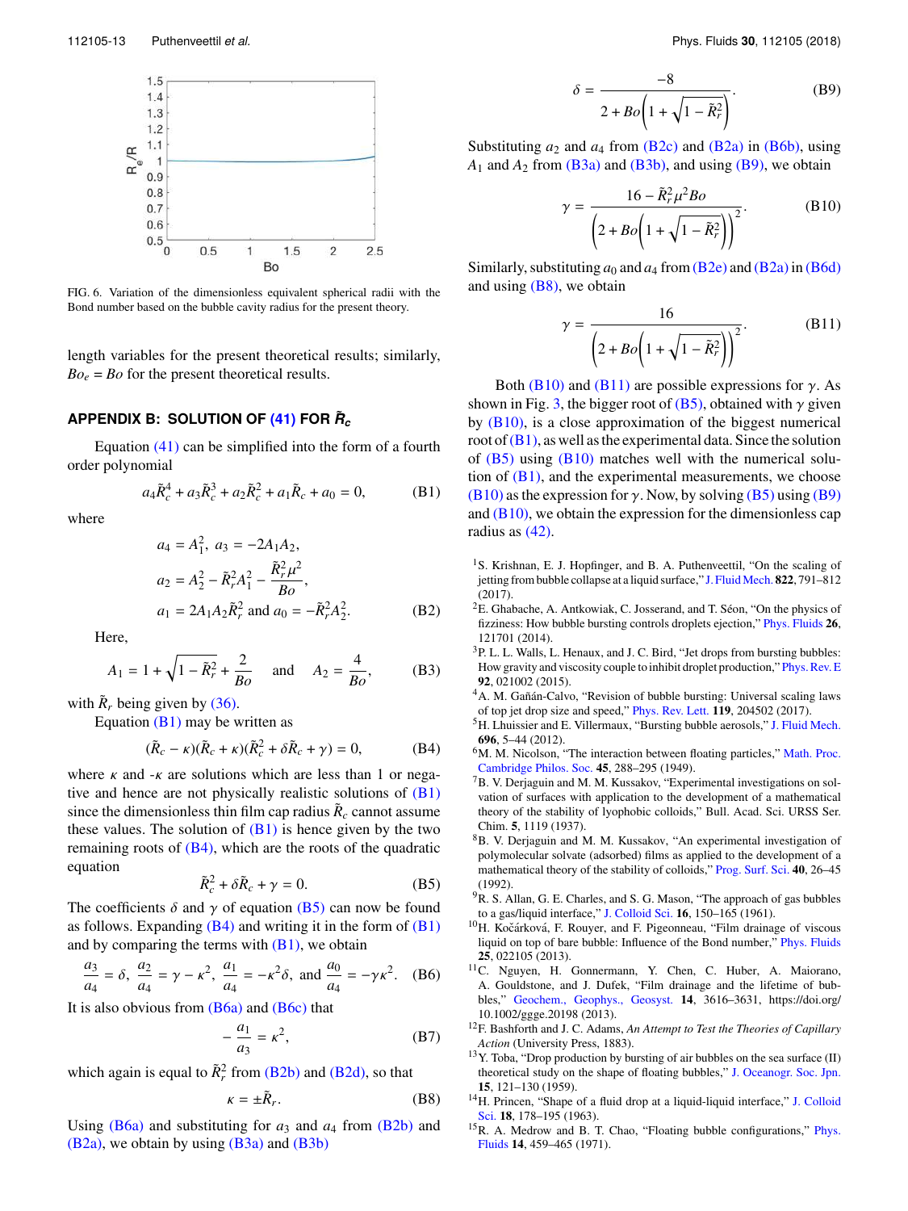FIG. 6. Variation of the dimensionless equivalent spherical radii with the Bond number based on the bubble cavity radius for the present theory.

length variables for the present theoretical results; similarly, $Bo_e = Bo$ for the present theoretical results.

## APPENDIX B: SOLUTION OF (41) FOR $\tilde{R}_c$

Equation (41) can be simplified into the form of a fourth order polynomial

$$a_4\tilde{R}_c^4 + a_3\tilde{R}_c^3 + a_2\tilde{R}_c^2 + a_1\tilde{R}_c + a_0 = 0, \tag{B1}$$

where

$$\begin{aligned} a_4 &= A_1^2,\ a_3 = -2A_1A_2, \\ a_2 &= A_2^2 - \tilde{R}_r^2A_1^2 - \frac{\tilde{R}_r^2\mu^2}{Bo}, \\ a_1 &= 2A_1A_2\tilde{R}_r^2 \text{ and } a_0 = -\tilde{R}_r^2A_2^2. \end{aligned} \tag{B2}$$

Here,

$$A_1 = 1 + \sqrt{1 - \tilde{R}_r^2} + \frac{2}{Bo} \quad \text{and} \quad A_2 = \frac{4}{Bo}, \tag{B3}$$

with $\tilde{R}_r$ being given by (36).

Equation (B1) may be written as

$$(\tilde{R}_c - \kappa)(\tilde{R}_c + \kappa)(\tilde{R}_c^2 + \delta\tilde{R}_c + \gamma) = 0, \tag{B4}$$

where $\kappa$ and $-\kappa$ are solutions which are less than 1 or negative and hence are not physically realistic solutions of (B1) since the dimensionless thin film cap radius $\tilde{R}_c$ cannot assume these values. The solution of (B1) is hence given by the two remaining roots of (B4), which are the roots of the quadratic equation

$$\tilde{R}_c^2 + \delta\tilde{R}_c + \gamma = 0. \tag{B5}$$

The coefficients $\delta$ and $\gamma$ of equation (B5) can now be found as follows. Expanding (B4) and writing it in the form of (B1) and by comparing the terms with (B1), we obtain

$$\frac{a_3}{a_4} = \delta,\ \frac{a_2}{a_4} = \gamma - \kappa^2,\ \frac{a_1}{a_4} = -\kappa^2\delta, \text{ and } \frac{a_0}{a_4} = -\gamma\kappa^2. \tag{B6}$$

It is also obvious from (B6a) and (B6c) that

$$-\frac{a_1}{a_3} = \kappa^2, \tag{B7}$$

which again is equal to $\tilde{R}_r^2$ from (B2b) and (B2d), so that

$$\kappa = \pm\tilde{R}_r. \tag{B8}$$

Using (B6a) and substituting for $a_3$ and $a_4$ from (B2b) and (B2a), we obtain by using (B3a) and (B3b)

$$\delta = \frac{-8}{2 + Bo\left(1 + \sqrt{1 - \tilde{R}_r^2}\right)}. \tag{B9}$$

Substituting $a_2$ and $a_4$ from (B2c) and (B2a) in (B6b), using $A_1$ and $A_2$ from (B3a) and (B3b), and using (B9), we obtain

$$\gamma = \frac{16 - \tilde{R}_r^2\mu^2 Bo}{\left(2 + Bo\left(1 + \sqrt{1 - \tilde{R}_r^2}\right)\right)^2}. \tag{B10}$$

Similarly, substituting $a_0$ and $a_4$ from (B2e) and (B2a) in (B6d) and using (B8), we obtain

$$\gamma = \frac{16}{\left(2 + Bo\left(1 + \sqrt{1 - \tilde{R}_r^2}\right)\right)^2}. \tag{B11}$$

Both (B10) and (B11) are possible expressions for $\gamma$. As shown in Fig. 3, the bigger root of (B5), obtained with $\gamma$ given by (B10), is a close approximation of the biggest numerical root of (B1), as well as the experimental data. Since the solution of (B5) using (B10) matches well with the numerical solution of (B1), and the experimental measurements, we choose (B10) as the expression for $\gamma$. Now, by solving (B5) using (B9) and (B10), we obtain the expression for the dimensionless cap radius as (42).

[1] S. Krishnan, E. J. Hopfinger, and B. A. Puthenveettil, "On the scaling of jetting from bubble collapse at a liquid surface," J. Fluid Mech. **822**, 791–812 (2017).

[2] E. Ghabache, A. Antkowiak, C. Josserand, and T. Séon, "On the physics of fizziness: How bubble bursting controls droplets ejection," Phys. Fluids **26**, 121701 (2014).

[3] P. L. L. Walls, L. Henaux, and J. C. Bird, "Jet drops from bursting bubbles: How gravity and viscosity couple to inhibit droplet production," Phys. Rev. E **92**, 021002 (2015).

[4] A. M. Gañán-Calvo, "Revision of bubble bursting: Universal scaling laws of top jet drop size and speed," Phys. Rev. Lett. **119**, 204502 (2017).

[5] H. Lhuissier and E. Villermaux, "Bursting bubble aerosols," J. Fluid Mech. **696**, 5–44 (2012).

[6] M. M. Nicolson, "The interaction between floating particles," Math. Proc. Cambridge Philos. Soc. **45**, 288–295 (1949).

[7] B. V. Derjaguin and M. M. Kussakov, "Experimental investigations on solvation of surfaces with application to the development of a mathematical theory of the stability of lyophobic colloids," Bull. Acad. Sci. URSS Ser. Chim. **5**, 1119 (1937).

[8] B. V. Derjaguin and M. M. Kussakov, "An experimental investigation of polymolecular solvate (adsorbed) films as applied to the development of a mathematical theory of the stability of colloids," Prog. Surf. Sci. **40**, 26–45 (1992).

[9] R. S. Allan, G. E. Charles, and S. G. Mason, "The approach of gas bubbles to a gas/liquid interface," J. Colloid Sci. **16**, 150–165 (1961).

[10] H. Kočárková, F. Rouyer, and F. Pigeonneau, "Film drainage of viscous liquid on top of bare bubble: Influence of the Bond number," Phys. Fluids **25**, 022105 (2013).

[11] C. Nguyen, H. Gonnermann, Y. Chen, C. Huber, A. Maiorano, A. Gouldstone, and J. Dufek, "Film drainage and the lifetime of bubbles," Geochem., Geophys., Geosyst. **14**, 3616–3631, https://doi.org/10.1002/ggge.20198 (2013).

[12] F. Bashforth and J. C. Adams, *An Attempt to Test the Theories of Capillary Action* (University Press, 1883).

[13] Y. Toba, "Drop production by bursting of air bubbles on the sea surface (II) theoretical study on the shape of floating bubbles," J. Oceanogr. Soc. Jpn. **15**, 121–130 (1959).

[14] H. Princen, "Shape of a fluid drop at a liquid-liquid interface," J. Colloid Sci. **18**, 178–195 (1963).

[15] R. A. Medrow and B. T. Chao, "Floating bubble configurations," Phys. Fluids **14**, 459–465 (1971).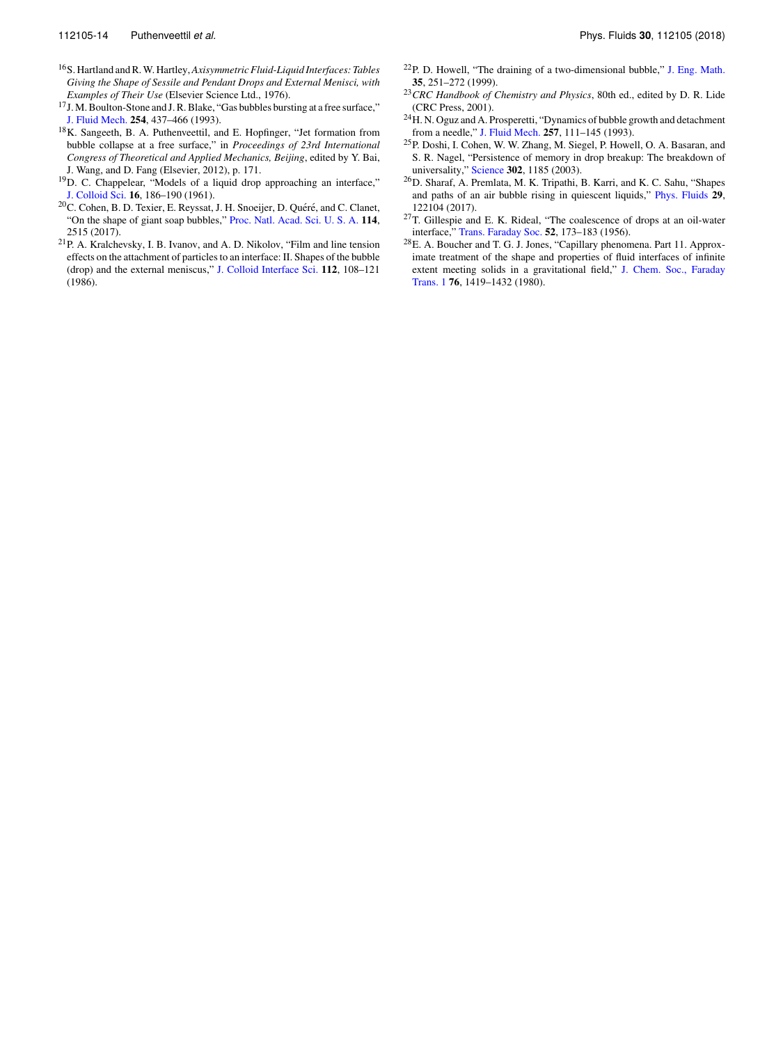[16] S. Hartland and R. W. Hartley, *Axisymmetric Fluid-Liquid Interfaces: Tables Giving the Shape of Sessile and Pendant Drops and External Menisci, with Examples of Their Use* (Elsevier Science Ltd., 1976).

[17] J. M. Boulton-Stone and J. R. Blake, "Gas bubbles bursting at a free surface," J. Fluid Mech. **254**, 437–466 (1993).

[18] K. Sangeeth, B. A. Puthenveettil, and E. Hopfinger, "Jet formation from bubble collapse at a free surface," in *Proceedings of 23rd International Congress of Theoretical and Applied Mechanics, Beijing*, edited by Y. Bai, J. Wang, and D. Fang (Elsevier, 2012), p. 171.

[19] D. C. Chappelear, "Models of a liquid drop approaching an interface," J. Colloid Sci. **16**, 186–190 (1961).

[20] C. Cohen, B. D. Texier, E. Reyssat, J. H. Snoeijer, D. Quéré, and C. Clanet, "On the shape of giant soap bubbles," Proc. Natl. Acad. Sci. U. S. A. **114**, 2515 (2017).

[21] P. A. Kralchevsky, I. B. Ivanov, and A. D. Nikolov, "Film and line tension effects on the attachment of particles to an interface: II. Shapes of the bubble (drop) and the external meniscus," J. Colloid Interface Sci. **112**, 108–121 (1986).

[22] P. D. Howell, "The draining of a two-dimensional bubble," J. Eng. Math. **35**, 251–272 (1999).

[23] *CRC Handbook of Chemistry and Physics*, 80th ed., edited by D. R. Lide (CRC Press, 2001).

[24] H. N. Oguz and A. Prosperetti, "Dynamics of bubble growth and detachment from a needle," J. Fluid Mech. **257**, 111–145 (1993).

[25] P. Doshi, I. Cohen, W. W. Zhang, M. Siegel, P. Howell, O. A. Basaran, and S. R. Nagel, "Persistence of memory in drop breakup: The breakdown of universality," Science **302**, 1185 (2003).

[26] D. Sharaf, A. Premlata, M. K. Tripathi, B. Karri, and K. C. Sahu, "Shapes and paths of an air bubble rising in quiescent liquids," Phys. Fluids **29**, 122104 (2017).

[27] T. Gillespie and E. K. Rideal, "The coalescence of drops at an oil-water interface," Trans. Faraday Soc. **52**, 173–183 (1956).

[28] E. A. Boucher and T. G. J. Jones, "Capillary phenomena. Part 11. Approximate treatment of the shape and properties of fluid interfaces of infinite extent meeting solids in a gravitational field," J. Chem. Soc., Faraday Trans. 1 **76**, 1419–1432 (1980).